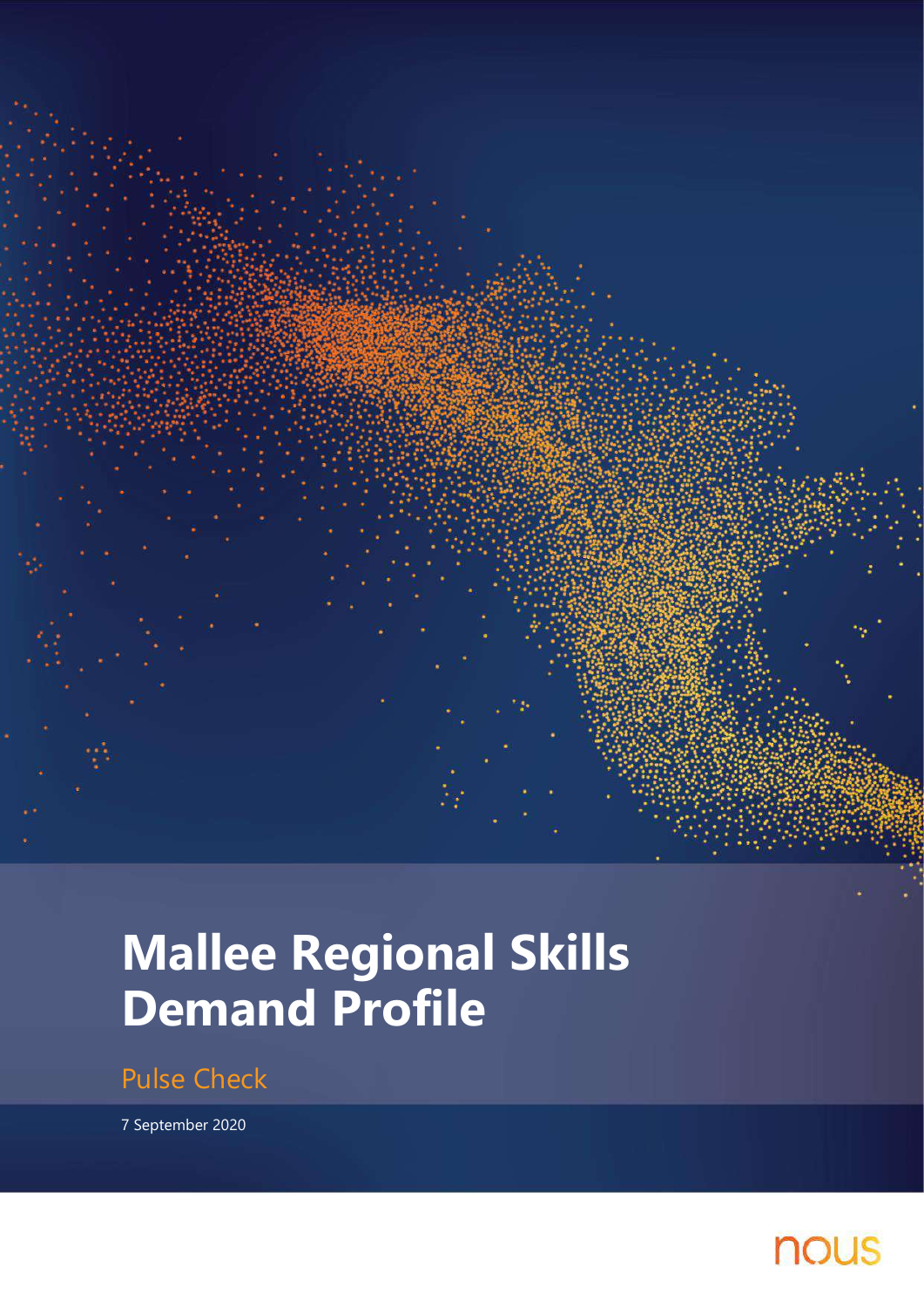# Mallee Regional Skills Demand Profile

Pulse Check

7 September 2020

nous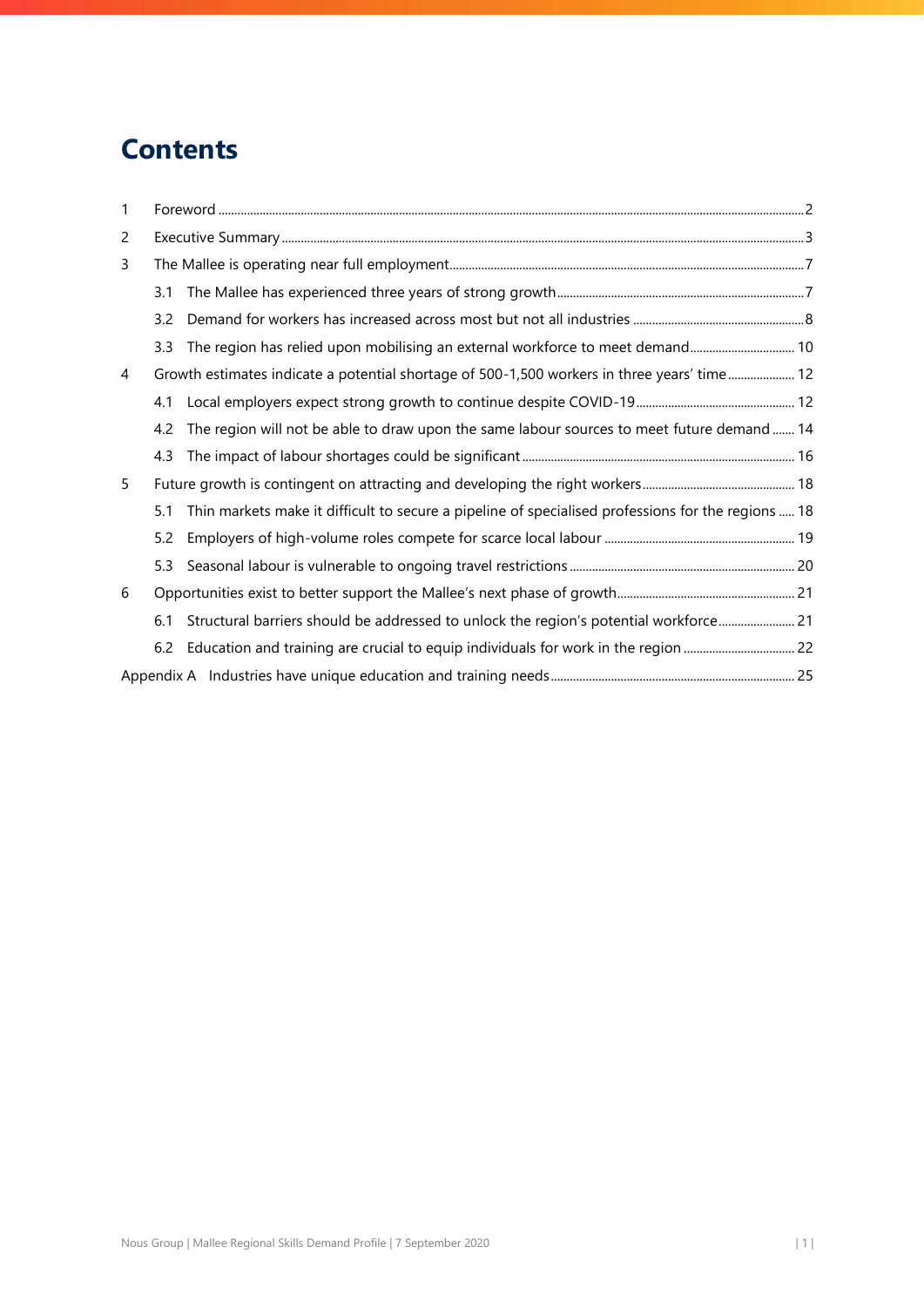# Contents

| | | |
|---|---|---|
| 1 | Foreword | 2 |
| 2 | Executive Summary | 3 |
| 3 | The Mallee is operating near full employment | 7 |
| | 3.1 The Mallee has experienced three years of strong growth | 7 |
| | 3.2 Demand for workers has increased across most but not all industries | 8 |
| | 3.3 The region has relied upon mobilising an external workforce to meet demand | 10 |
| 4 | Growth estimates indicate a potential shortage of 500-1,500 workers in three years' time | 12 |
| | 4.1 Local employers expect strong growth to continue despite COVID-19 | 12 |
| | 4.2 The region will not be able to draw upon the same labour sources to meet future demand | 14 |
| | 4.3 The impact of labour shortages could be significant | 16 |
| 5 | Future growth is contingent on attracting and developing the right workers | 18 |
| | 5.1 Thin markets make it difficult to secure a pipeline of specialised professions for the regions | 18 |
| | 5.2 Employers of high-volume roles compete for scarce local labour | 19 |
| | 5.3 Seasonal labour is vulnerable to ongoing travel restrictions | 20 |
| 6 | Opportunities exist to better support the Mallee's next phase of growth | 21 |
| | 6.1 Structural barriers should be addressed to unlock the region's potential workforce | 21 |
| | 6.2 Education and training are crucial to equip individuals for work in the region | 22 |
| Appendix A | Industries have unique education and training needs | 25 |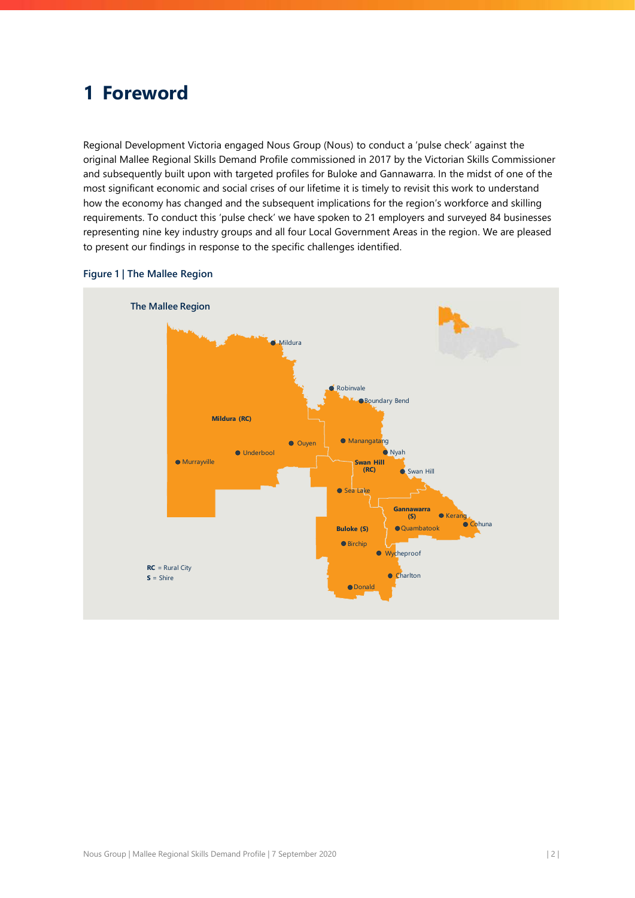# 1 Foreword

Regional Development Victoria engaged Nous Group (Nous) to conduct a 'pulse check' against the original Mallee Regional Skills Demand Profile commissioned in 2017 by the Victorian Skills Commissioner and subsequently built upon with targeted profiles for Buloke and Gannawarra. In the midst of one of the most significant economic and social crises of our lifetime it is timely to revisit this work to understand how the economy has changed and the subsequent implications for the region's workforce and skilling requirements. To conduct this 'pulse check' we have spoken to 21 employers and surveyed 84 businesses representing nine key industry groups and all four Local Government Areas in the region. We are pleased to present our findings in response to the specific challenges identified.

**Figure 1 | The Mallee Region**

The Mallee Region

Mildura (RC): Mildura, Ouyen, Underbool, Murrayville

Swan Hill (RC): Robinvale, Boundary Bend, Manangatang, Nyah, Swan Hill

Gannawarra (S): Kerang, Cohuna, Quambatook

Buloke (S): Sea Lake, Birchip, Wycheproof, Charlton, Donald

**RC** = Rural City
**S** = Shire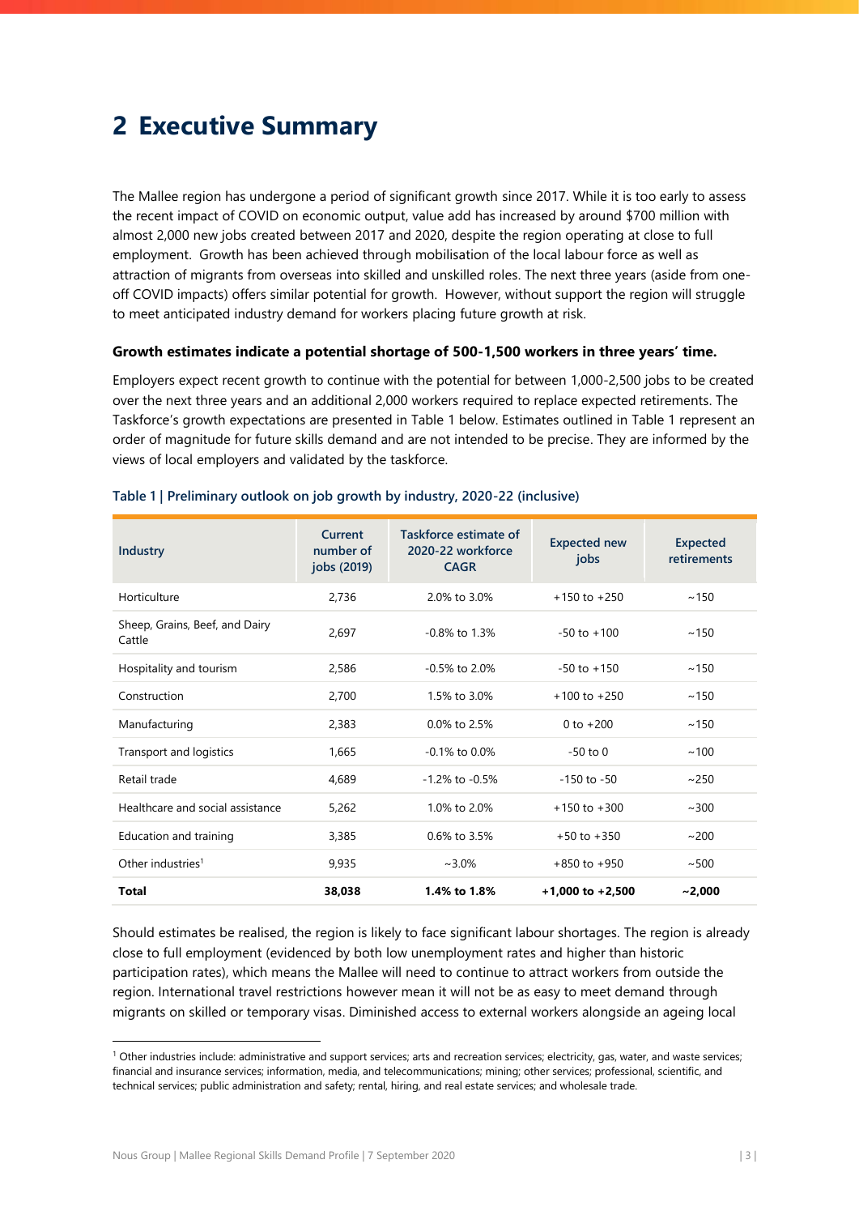# 2 Executive Summary

The Mallee region has undergone a period of significant growth since 2017. While it is too early to assess the recent impact of COVID on economic output, value add has increased by around $700 million with almost 2,000 new jobs created between 2017 and 2020, despite the region operating at close to full employment. Growth has been achieved through mobilisation of the local labour force as well as attraction of migrants from overseas into skilled and unskilled roles. The next three years (aside from one-off COVID impacts) offers similar potential for growth. However, without support the region will struggle to meet anticipated industry demand for workers placing future growth at risk.

**Growth estimates indicate a potential shortage of 500-1,500 workers in three years' time.**

Employers expect recent growth to continue with the potential for between 1,000-2,500 jobs to be created over the next three years and an additional 2,000 workers required to replace expected retirements. The Taskforce's growth expectations are presented in Table 1 below. Estimates outlined in Table 1 represent an order of magnitude for future skills demand and are not intended to be precise. They are informed by the views of local employers and validated by the taskforce.

**Table 1 | Preliminary outlook on job growth by industry, 2020-22 (inclusive)**

| Industry | Current number of jobs (2019) | Taskforce estimate of 2020-22 workforce CAGR | Expected new jobs | Expected retirements |
|---|---|---|---|---|
| Horticulture | 2,736 | 2.0% to 3.0% | +150 to +250 | ~150 |
| Sheep, Grains, Beef, and Dairy Cattle | 2,697 | -0.8% to 1.3% | -50 to +100 | ~150 |
| Hospitality and tourism | 2,586 | -0.5% to 2.0% | -50 to +150 | ~150 |
| Construction | 2,700 | 1.5% to 3.0% | +100 to +250 | ~150 |
| Manufacturing | 2,383 | 0.0% to 2.5% | 0 to +200 | ~150 |
| Transport and logistics | 1,665 | -0.1% to 0.0% | -50 to 0 | ~100 |
| Retail trade | 4,689 | -1.2% to -0.5% | -150 to -50 | ~250 |
| Healthcare and social assistance | 5,262 | 1.0% to 2.0% | +150 to +300 | ~300 |
| Education and training | 3,385 | 0.6% to 3.5% | +50 to +350 | ~200 |
| Other industries[1] | 9,935 | ~3.0% | +850 to +950 | ~500 |
| **Total** | **38,038** | **1.4% to 1.8%** | **+1,000 to +2,500** | **~2,000** |

Should estimates be realised, the region is likely to face significant labour shortages. The region is already close to full employment (evidenced by both low unemployment rates and higher than historic participation rates), which means the Mallee will need to continue to attract workers from outside the region. International travel restrictions however mean it will not be as easy to meet demand through migrants on skilled or temporary visas. Diminished access to external workers alongside an ageing local

[1] Other industries include: administrative and support services; arts and recreation services; electricity, gas, water, and waste services; financial and insurance services; information, media, and telecommunications; mining; other services; professional, scientific, and technical services; public administration and safety; rental, hiring, and real estate services; and wholesale trade.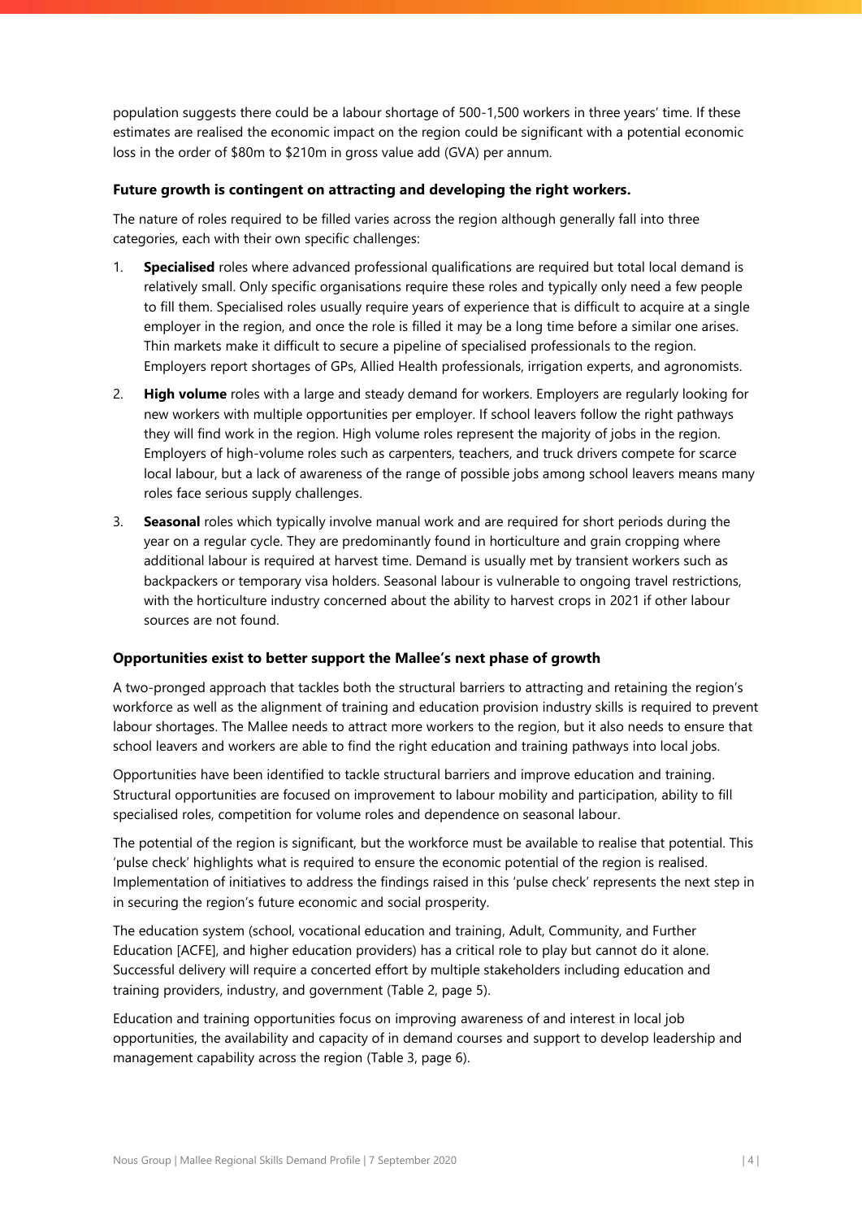population suggests there could be a labour shortage of 500-1,500 workers in three years' time. If these estimates are realised the economic impact on the region could be significant with a potential economic loss in the order of $80m to $210m in gross value add (GVA) per annum.

**Future growth is contingent on attracting and developing the right workers.**

The nature of roles required to be filled varies across the region although generally fall into three categories, each with their own specific challenges:

1. **Specialised** roles where advanced professional qualifications are required but total local demand is relatively small. Only specific organisations require these roles and typically only need a few people to fill them. Specialised roles usually require years of experience that is difficult to acquire at a single employer in the region, and once the role is filled it may be a long time before a similar one arises. Thin markets make it difficult to secure a pipeline of specialised professionals to the region. Employers report shortages of GPs, Allied Health professionals, irrigation experts, and agronomists.
2. **High volume** roles with a large and steady demand for workers. Employers are regularly looking for new workers with multiple opportunities per employer. If school leavers follow the right pathways they will find work in the region. High volume roles represent the majority of jobs in the region. Employers of high-volume roles such as carpenters, teachers, and truck drivers compete for scarce local labour, but a lack of awareness of the range of possible jobs among school leavers means many roles face serious supply challenges.
3. **Seasonal** roles which typically involve manual work and are required for short periods during the year on a regular cycle. They are predominantly found in horticulture and grain cropping where additional labour is required at harvest time. Demand is usually met by transient workers such as backpackers or temporary visa holders. Seasonal labour is vulnerable to ongoing travel restrictions, with the horticulture industry concerned about the ability to harvest crops in 2021 if other labour sources are not found.

**Opportunities exist to better support the Mallee's next phase of growth**

A two-pronged approach that tackles both the structural barriers to attracting and retaining the region's workforce as well as the alignment of training and education provision industry skills is required to prevent labour shortages. The Mallee needs to attract more workers to the region, but it also needs to ensure that school leavers and workers are able to find the right education and training pathways into local jobs.

Opportunities have been identified to tackle structural barriers and improve education and training. Structural opportunities are focused on improvement to labour mobility and participation, ability to fill specialised roles, competition for volume roles and dependence on seasonal labour.

The potential of the region is significant, but the workforce must be available to realise that potential. This 'pulse check' highlights what is required to ensure the economic potential of the region is realised. Implementation of initiatives to address the findings raised in this 'pulse check' represents the next step in in securing the region's future economic and social prosperity.

The education system (school, vocational education and training, Adult, Community, and Further Education [ACFE], and higher education providers) has a critical role to play but cannot do it alone. Successful delivery will require a concerted effort by multiple stakeholders including education and training providers, industry, and government (Table 2, page 5).

Education and training opportunities focus on improving awareness of and interest in local job opportunities, the availability and capacity of in demand courses and support to develop leadership and management capability across the region (Table 3, page 6).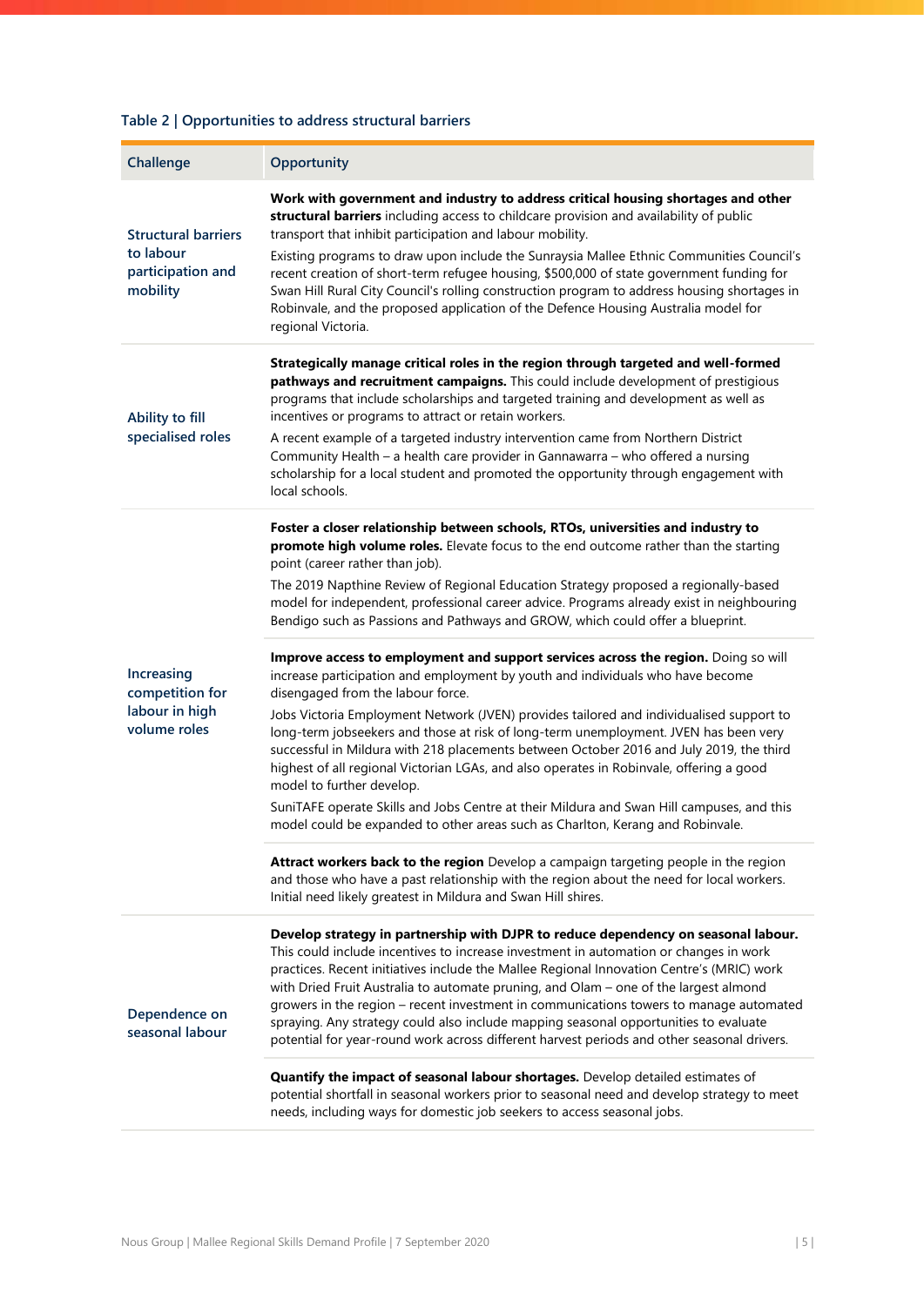**Table 2 | Opportunities to address structural barriers**

| Challenge | Opportunity |
| --- | --- |
| Structural barriers to labour participation and mobility | **Work with government and industry to address critical housing shortages and other structural barriers** including access to childcare provision and availability of public transport that inhibit participation and labour mobility.<br><br>Existing programs to draw upon include the Sunraysia Mallee Ethnic Communities Council's recent creation of short-term refugee housing, $500,000 of state government funding for Swan Hill Rural City Council's rolling construction program to address housing shortages in Robinvale, and the proposed application of the Defence Housing Australia model for regional Victoria. |
| Ability to fill specialised roles | **Strategically manage critical roles in the region through targeted and well-formed pathways and recruitment campaigns.** This could include development of prestigious programs that include scholarships and targeted training and development as well as incentives or programs to attract or retain workers.<br><br>A recent example of a targeted industry intervention came from Northern District Community Health – a health care provider in Gannawarra – who offered a nursing scholarship for a local student and promoted the opportunity through engagement with local schools. |
| Increasing competition for labour in high volume roles | **Foster a closer relationship between schools, RTOs, universities and industry to promote high volume roles.** Elevate focus to the end outcome rather than the starting point (career rather than job).<br><br>The 2019 Napthine Review of Regional Education Strategy proposed a regionally-based model for independent, professional career advice. Programs already exist in neighbouring Bendigo such as Passions and Pathways and GROW, which could offer a blueprint. |
| | **Improve access to employment and support services across the region.** Doing so will increase participation and employment by youth and individuals who have become disengaged from the labour force.<br><br>Jobs Victoria Employment Network (JVEN) provides tailored and individualised support to long-term jobseekers and those at risk of long-term unemployment. JVEN has been very successful in Mildura with 218 placements between October 2016 and July 2019, the third highest of all regional Victorian LGAs, and also operates in Robinvale, offering a good model to further develop.<br><br>SuniTAFE operate Skills and Jobs Centre at their Mildura and Swan Hill campuses, and this model could be expanded to other areas such as Charlton, Kerang and Robinvale. |
| | **Attract workers back to the region** Develop a campaign targeting people in the region and those who have a past relationship with the region about the need for local workers. Initial need likely greatest in Mildura and Swan Hill shires. |
| Dependence on seasonal labour | **Develop strategy in partnership with DJPR to reduce dependency on seasonal labour.** This could include incentives to increase investment in automation or changes in work practices. Recent initiatives include the Mallee Regional Innovation Centre's (MRIC) work with Dried Fruit Australia to automate pruning, and Olam – one of the largest almond growers in the region – recent investment in communications towers to manage automated spraying. Any strategy could also include mapping seasonal opportunities to evaluate potential for year-round work across different harvest periods and other seasonal drivers. |
| | **Quantify the impact of seasonal labour shortages.** Develop detailed estimates of potential shortfall in seasonal workers prior to seasonal need and develop strategy to meet needs, including ways for domestic job seekers to access seasonal jobs. |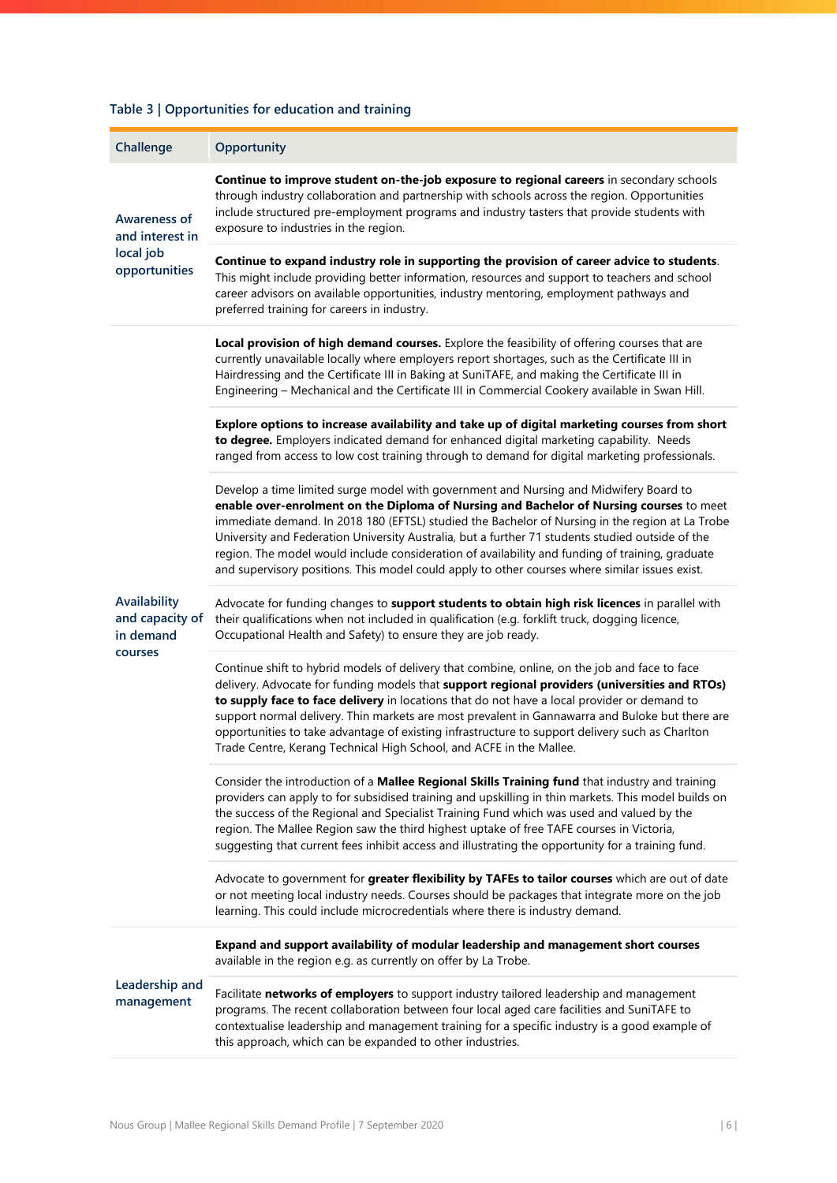Table 3 | Opportunities for education and training

| Challenge | Opportunity |
| --- | --- |
| Awareness of and interest in local job opportunities | **Continue to improve student on-the-job exposure to regional careers** in secondary schools through industry collaboration and partnership with schools across the region. Opportunities include structured pre-employment programs and industry tasters that provide students with exposure to industries in the region. |
| | **Continue to expand industry role in supporting the provision of career advice to students**. This might include providing better information, resources and support to teachers and school career advisors on available opportunities, industry mentoring, employment pathways and preferred training for careers in industry. |
| Availability and capacity of in demand courses | **Local provision of high demand courses.** Explore the feasibility of offering courses that are currently unavailable locally where employers report shortages, such as the Certificate III in Hairdressing and the Certificate III in Baking at SuniTAFE, and making the Certificate III in Engineering – Mechanical and the Certificate III in Commercial Cookery available in Swan Hill. |
| | **Explore options to increase availability and take up of digital marketing courses from short to degree.** Employers indicated demand for enhanced digital marketing capability. Needs ranged from access to low cost training through to demand for digital marketing professionals. |
| | Develop a time limited surge model with government and Nursing and Midwifery Board to **enable over-enrolment on the Diploma of Nursing and Bachelor of Nursing courses** to meet immediate demand. In 2018 180 (EFTSL) studied the Bachelor of Nursing in the region at La Trobe University and Federation University Australia, but a further 71 students studied outside of the region. The model would include consideration of availability and funding of training, graduate and supervisory positions. This model could apply to other courses where similar issues exist. |
| | Advocate for funding changes to **support students to obtain high risk licences** in parallel with their qualifications when not included in qualification (e.g. forklift truck, dogging licence, Occupational Health and Safety) to ensure they are job ready. |
| | Continue shift to hybrid models of delivery that combine, online, on the job and face to face delivery. Advocate for funding models that **support regional providers (universities and RTOs) to supply face to face delivery** in locations that do not have a local provider or demand to support normal delivery. Thin markets are most prevalent in Gannawarra and Buloke but there are opportunities to take advantage of existing infrastructure to support delivery such as Charlton Trade Centre, Kerang Technical High School, and ACFE in the Mallee. |
| | Consider the introduction of a **Mallee Regional Skills Training fund** that industry and training providers can apply to for subsidised training and upskilling in thin markets. This model builds on the success of the Regional and Specialist Training Fund which was used and valued by the region. The Mallee Region saw the third highest uptake of free TAFE courses in Victoria, suggesting that current fees inhibit access and illustrating the opportunity for a training fund. |
| | Advocate to government for **greater flexibility by TAFEs to tailor courses** which are out of date or not meeting local industry needs. Courses should be packages that integrate more on the job learning. This could include microcredentials where there is industry demand. |
| Leadership and management | **Expand and support availability of modular leadership and management short courses** available in the region e.g. as currently on offer by La Trobe. |
| | Facilitate **networks of employers** to support industry tailored leadership and management programs. The recent collaboration between four local aged care facilities and SuniTAFE to contextualise leadership and management training for a specific industry is a good example of this approach, which can be expanded to other industries. |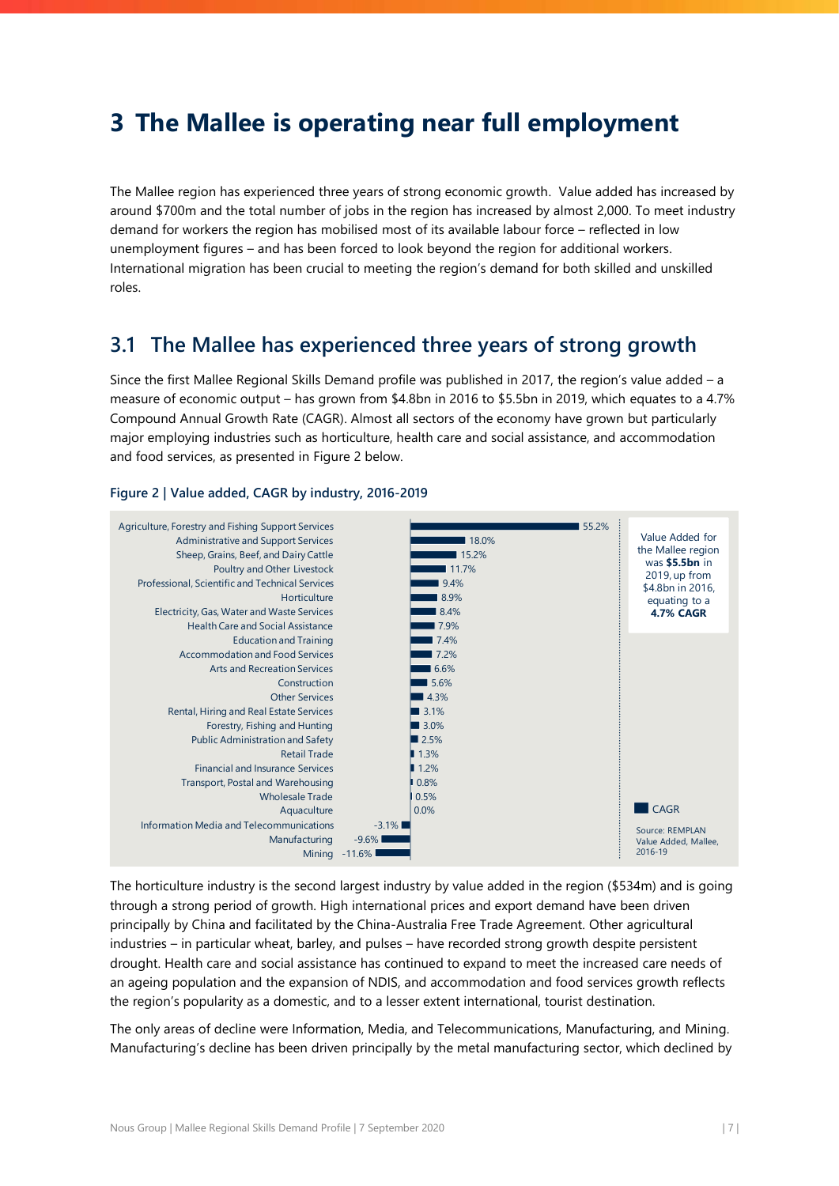# 3 The Mallee is operating near full employment

The Mallee region has experienced three years of strong economic growth. Value added has increased by around $700m and the total number of jobs in the region has increased by almost 2,000. To meet industry demand for workers the region has mobilised most of its available labour force – reflected in low unemployment figures – and has been forced to look beyond the region for additional workers. International migration has been crucial to meeting the region's demand for both skilled and unskilled roles.

## 3.1 The Mallee has experienced three years of strong growth

Since the first Mallee Regional Skills Demand profile was published in 2017, the region's value added – a measure of economic output – has grown from $4.8bn in 2016 to $5.5bn in 2019, which equates to a 4.7% Compound Annual Growth Rate (CAGR). Almost all sectors of the economy have grown but particularly major employing industries such as horticulture, health care and social assistance, and accommodation and food services, as presented in Figure 2 below.

**Figure 2 | Value added, CAGR by industry, 2016-2019**

| Industry | CAGR |
|---|---|
| Agriculture, Forestry and Fishing Support Services | 55.2% |
| Administrative and Support Services | 18.0% |
| Sheep, Grains, Beef, and Dairy Cattle | 15.2% |
| Poultry and Other Livestock | 11.7% |
| Professional, Scientific and Technical Services | 9.4% |
| Horticulture | 8.9% |
| Electricity, Gas, Water and Waste Services | 8.4% |
| Health Care and Social Assistance | 7.9% |
| Education and Training | 7.4% |
| Accommodation and Food Services | 7.2% |
| Arts and Recreation Services | 6.6% |
| Construction | 5.6% |
| Other Services | 4.3% |
| Rental, Hiring and Real Estate Services | 3.1% |
| Forestry, Fishing and Hunting | 3.0% |
| Public Administration and Safety | 2.5% |
| Retail Trade | 1.3% |
| Financial and Insurance Services | 1.2% |
| Transport, Postal and Warehousing | 0.8% |
| Wholesale Trade | 0.5% |
| Aquaculture | 0.0% |
| Information Media and Telecommunications | -3.1% |
| Manufacturing | -9.6% |
| Mining | -11.6% |

Value Added for the Mallee region was **$5.5bn** in 2019, up from $4.8bn in 2016, equating to a **4.7% CAGR**

Source: REMPLAN Value Added, Mallee, 2016-19

The horticulture industry is the second largest industry by value added in the region ($534m) and is going through a strong period of growth. High international prices and export demand have been driven principally by China and facilitated by the China-Australia Free Trade Agreement. Other agricultural industries – in particular wheat, barley, and pulses – have recorded strong growth despite persistent drought. Health care and social assistance has continued to expand to meet the increased care needs of an ageing population and the expansion of NDIS, and accommodation and food services growth reflects the region's popularity as a domestic, and to a lesser extent international, tourist destination.

The only areas of decline were Information, Media, and Telecommunications, Manufacturing, and Mining. Manufacturing's decline has been driven principally by the metal manufacturing sector, which declined by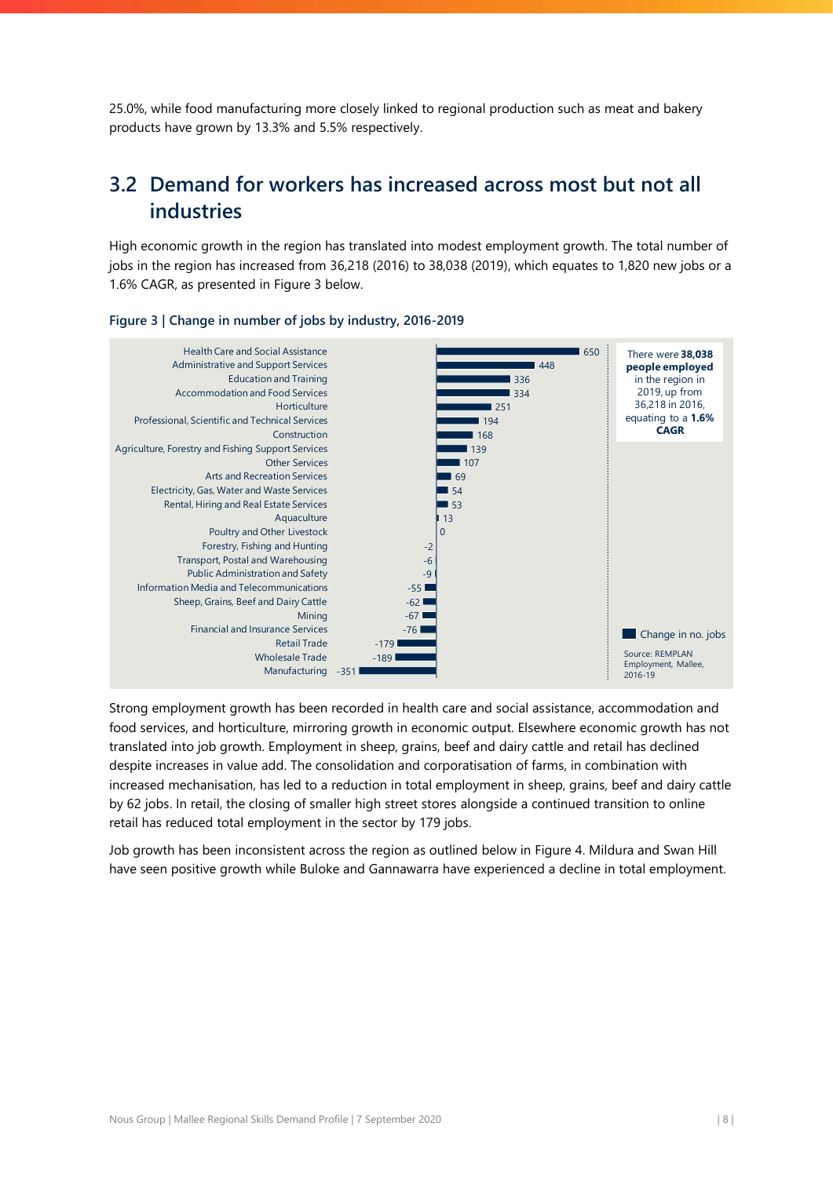25.0%, while food manufacturing more closely linked to regional production such as meat and bakery products have grown by 13.3% and 5.5% respectively.

## 3.2 Demand for workers has increased across most but not all industries

High economic growth in the region has translated into modest employment growth. The total number of jobs in the region has increased from 36,218 (2016) to 38,038 (2019), which equates to 1,820 new jobs or a 1.6% CAGR, as presented in Figure 3 below.

**Figure 3 | Change in number of jobs by industry, 2016-2019**

| Industry | Change in no. jobs |
|---|---|
| Health Care and Social Assistance | 650 |
| Administrative and Support Services | 448 |
| Education and Training | 336 |
| Accommodation and Food Services | 334 |
| Horticulture | 251 |
| Professional, Scientific and Technical Services | 194 |
| Construction | 168 |
| Agriculture, Forestry and Fishing Support Services | 139 |
| Other Services | 107 |
| Arts and Recreation Services | 69 |
| Electricity, Gas, Water and Waste Services | 54 |
| Rental, Hiring and Real Estate Services | 53 |
| Aquaculture | 13 |
| Poultry and Other Livestock | 0 |
| Forestry, Fishing and Hunting | -2 |
| Transport, Postal and Warehousing | -6 |
| Public Administration and Safety | -9 |
| Information Media and Telecommunications | -55 |
| Sheep, Grains, Beef and Dairy Cattle | -62 |
| Mining | -67 |
| Financial and Insurance Services | -76 |
| Retail Trade | -179 |
| Wholesale Trade | -189 |
| Manufacturing | -351 |

There were **38,038 people employed** in the region in 2019, up from 36,218 in 2016, equating to a **1.6% CAGR**

Source: REMPLAN Employment, Mallee, 2016-19

Strong employment growth has been recorded in health care and social assistance, accommodation and food services, and horticulture, mirroring growth in economic output. Elsewhere economic growth has not translated into job growth. Employment in sheep, grains, beef and dairy cattle and retail has declined despite increases in value add. The consolidation and corporatisation of farms, in combination with increased mechanisation, has led to a reduction in total employment in sheep, grains, beef and dairy cattle by 62 jobs. In retail, the closing of smaller high street stores alongside a continued transition to online retail has reduced total employment in the sector by 179 jobs.

Job growth has been inconsistent across the region as outlined below in Figure 4. Mildura and Swan Hill have seen positive growth while Buloke and Gannawarra have experienced a decline in total employment.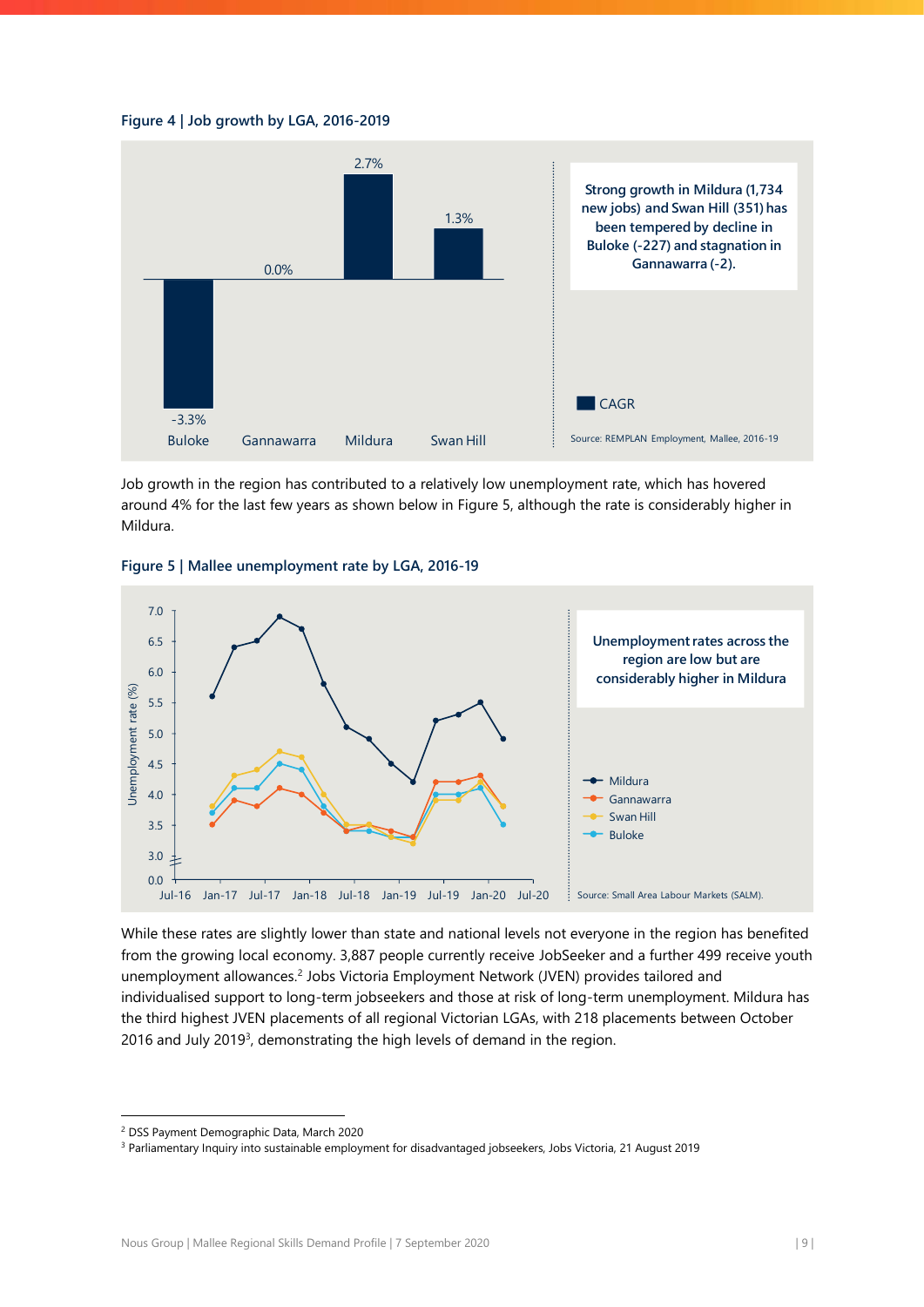**Figure 4 | Job growth by LGA, 2016-2019**

| LGA | CAGR |
|---|---|
| Buloke | -3.3% |
| Gannawarra | 0.0% |
| Mildura | 2.7% |
| Swan Hill | 1.3% |

Strong growth in Mildura (1,734 new jobs) and Swan Hill (351) has been tempered by decline in Buloke (-227) and stagnation in Gannawarra (-2).

Source: REMPLAN Employment, Mallee, 2016-19

Job growth in the region has contributed to a relatively low unemployment rate, which has hovered around 4% for the last few years as shown below in Figure 5, although the rate is considerably higher in Mildura.

**Figure 5 | Mallee unemployment rate by LGA, 2016-19**

Unemployment rates across the region are low but are considerably higher in Mildura

Source: Small Area Labour Markets (SALM).

While these rates are slightly lower than state and national levels not everyone in the region has benefited from the growing local economy. 3,887 people currently receive JobSeeker and a further 499 receive youth unemployment allowances.[2] Jobs Victoria Employment Network (JVEN) provides tailored and individualised support to long-term jobseekers and those at risk of long-term unemployment. Mildura has the third highest JVEN placements of all regional Victorian LGAs, with 218 placements between October 2016 and July 2019[3], demonstrating the high levels of demand in the region.

[2] DSS Payment Demographic Data, March 2020

[3] Parliamentary Inquiry into sustainable employment for disadvantaged jobseekers, Jobs Victoria, 21 August 2019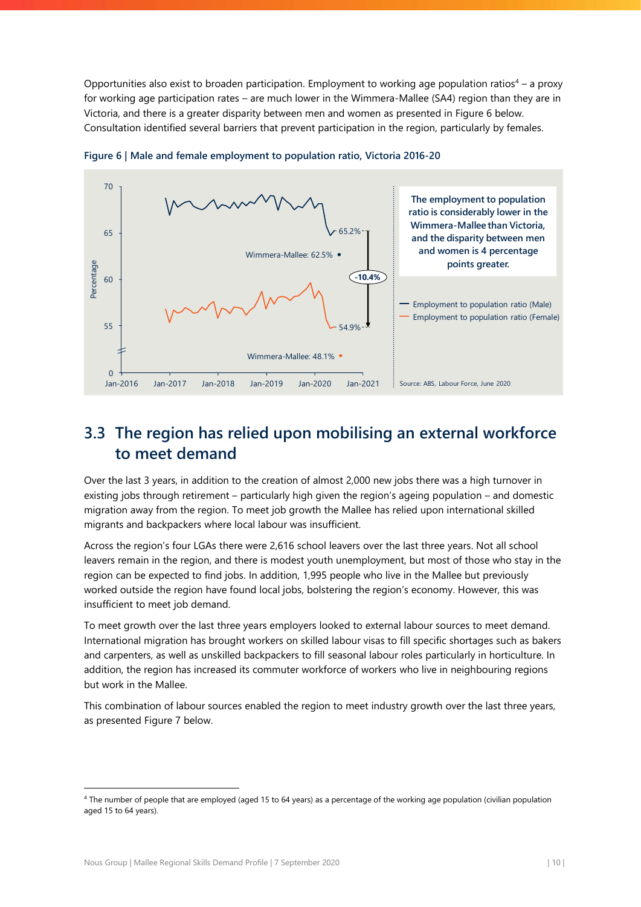Opportunities also exist to broaden participation. Employment to working age population ratios[4] – a proxy for working age participation rates – are much lower in the Wimmera-Mallee (SA4) region than they are in Victoria, and there is a greater disparity between men and women as presented in Figure 6 below. Consultation identified several barriers that prevent participation in the region, particularly by females.

**Figure 6 | Male and female employment to population ratio, Victoria 2016-20**

The employment to population ratio is considerably lower in the Wimmera-Mallee than Victoria, and the disparity between men and women is 4 percentage points greater.

— Employment to population ratio (Male)
— Employment to population ratio (Female)

Wimmera-Mallee: 62.5%
Wimmera-Mallee: 48.1%
65.2%
54.9%
-10.4%

Source: ABS, Labour Force, June 2020

## 3.3 The region has relied upon mobilising an external workforce to meet demand

Over the last 3 years, in addition to the creation of almost 2,000 new jobs there was a high turnover in existing jobs through retirement – particularly high given the region's ageing population – and domestic migration away from the region. To meet job growth the Mallee has relied upon international skilled migrants and backpackers where local labour was insufficient.

Across the region's four LGAs there were 2,616 school leavers over the last three years. Not all school leavers remain in the region, and there is modest youth unemployment, but most of those who stay in the region can be expected to find jobs. In addition, 1,995 people who live in the Mallee but previously worked outside the region have found local jobs, bolstering the region's economy. However, this was insufficient to meet job demand.

To meet growth over the last three years employers looked to external labour sources to meet demand. International migration has brought workers on skilled labour visas to fill specific shortages such as bakers and carpenters, as well as unskilled backpackers to fill seasonal labour roles particularly in horticulture. In addition, the region has increased its commuter workforce of workers who live in neighbouring regions but work in the Mallee.

This combination of labour sources enabled the region to meet industry growth over the last three years, as presented Figure 7 below.

[4] The number of people that are employed (aged 15 to 64 years) as a percentage of the working age population (civilian population aged 15 to 64 years).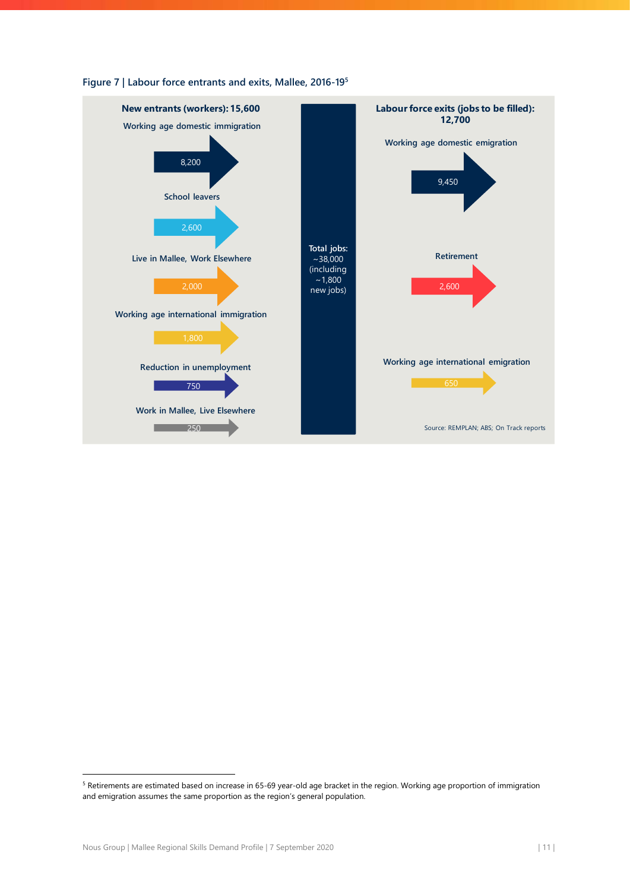### Figure 7 | Labour force entrants and exits, Mallee, 2016-19[5]

**New entrants (workers): 15,600**

- Working age domestic immigration: 8,200
- School leavers: 2,600
- Live in Mallee, Work Elsewhere: 2,000
- Working age international immigration: 1,800
- Reduction in unemployment: 750
- Work in Mallee, Live Elsewhere: 250

**Total jobs:** ~38,000 (including ~1,800 new jobs)

**Labour force exits (jobs to be filled): 12,700**

- Working age domestic emigration: 9,450
- Retirement: 2,600
- Working age international emigration: 650

Source: REMPLAN; ABS; On Track reports

---

[5] Retirements are estimated based on increase in 65-69 year-old age bracket in the region. Working age proportion of immigration and emigration assumes the same proportion as the region's general population.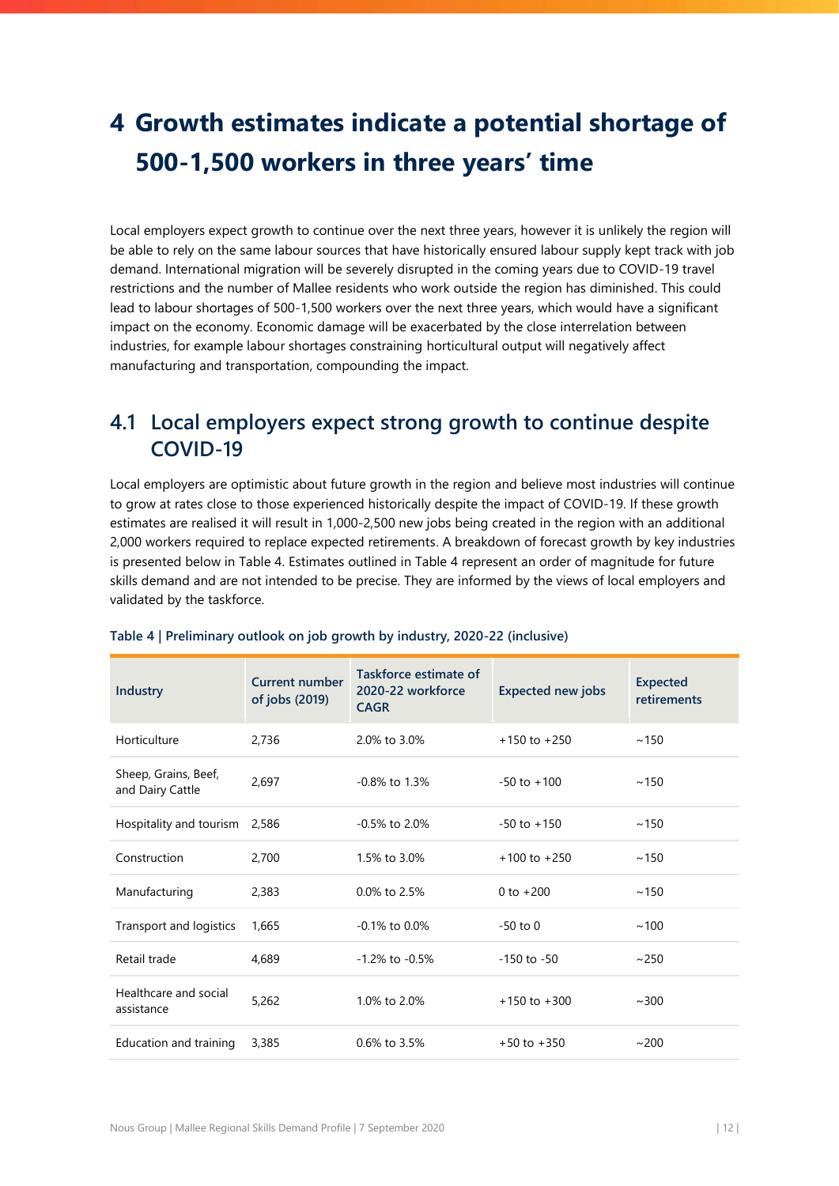# 4 Growth estimates indicate a potential shortage of 500-1,500 workers in three years' time

Local employers expect growth to continue over the next three years, however it is unlikely the region will be able to rely on the same labour sources that have historically ensured labour supply kept track with job demand. International migration will be severely disrupted in the coming years due to COVID-19 travel restrictions and the number of Mallee residents who work outside the region has diminished. This could lead to labour shortages of 500-1,500 workers over the next three years, which would have a significant impact on the economy. Economic damage will be exacerbated by the close interrelation between industries, for example labour shortages constraining horticultural output will negatively affect manufacturing and transportation, compounding the impact.

## 4.1 Local employers expect strong growth to continue despite COVID-19

Local employers are optimistic about future growth in the region and believe most industries will continue to grow at rates close to those experienced historically despite the impact of COVID-19. If these growth estimates are realised it will result in 1,000-2,500 new jobs being created in the region with an additional 2,000 workers required to replace expected retirements. A breakdown of forecast growth by key industries is presented below in Table 4. Estimates outlined in Table 4 represent an order of magnitude for future skills demand and are not intended to be precise. They are informed by the views of local employers and validated by the taskforce.

**Table 4 | Preliminary outlook on job growth by industry, 2020-22 (inclusive)**

| Industry | Current number of jobs (2019) | Taskforce estimate of 2020-22 workforce CAGR | Expected new jobs | Expected retirements |
|---|---|---|---|---|
| Horticulture | 2,736 | 2.0% to 3.0% | +150 to +250 | ~150 |
| Sheep, Grains, Beef, and Dairy Cattle | 2,697 | -0.8% to 1.3% | -50 to +100 | ~150 |
| Hospitality and tourism | 2,586 | -0.5% to 2.0% | -50 to +150 | ~150 |
| Construction | 2,700 | 1.5% to 3.0% | +100 to +250 | ~150 |
| Manufacturing | 2,383 | 0.0% to 2.5% | 0 to +200 | ~150 |
| Transport and logistics | 1,665 | -0.1% to 0.0% | -50 to 0 | ~100 |
| Retail trade | 4,689 | -1.2% to -0.5% | -150 to -50 | ~250 |
| Healthcare and social assistance | 5,262 | 1.0% to 2.0% | +150 to +300 | ~300 |
| Education and training | 3,385 | 0.6% to 3.5% | +50 to +350 | ~200 |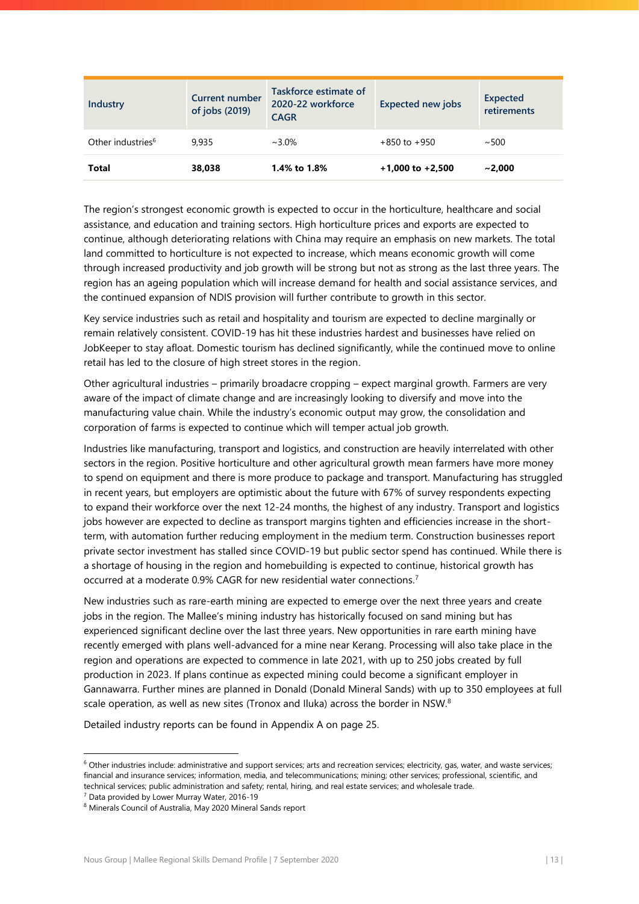| Industry | Current number of jobs (2019) | Taskforce estimate of 2020-22 workforce CAGR | Expected new jobs | Expected retirements |
|---|---|---|---|---|
| Other industries[6] | 9,935 | ~3.0% | +850 to +950 | ~500 |
| **Total** | **38,038** | **1.4% to 1.8%** | **+1,000 to +2,500** | **~2,000** |

The region's strongest economic growth is expected to occur in the horticulture, healthcare and social assistance, and education and training sectors. High horticulture prices and exports are expected to continue, although deteriorating relations with China may require an emphasis on new markets. The total land committed to horticulture is not expected to increase, which means economic growth will come through increased productivity and job growth will be strong but not as strong as the last three years. The region has an ageing population which will increase demand for health and social assistance services, and the continued expansion of NDIS provision will further contribute to growth in this sector.

Key service industries such as retail and hospitality and tourism are expected to decline marginally or remain relatively consistent. COVID-19 has hit these industries hardest and businesses have relied on JobKeeper to stay afloat. Domestic tourism has declined significantly, while the continued move to online retail has led to the closure of high street stores in the region.

Other agricultural industries – primarily broadacre cropping – expect marginal growth. Farmers are very aware of the impact of climate change and are increasingly looking to diversify and move into the manufacturing value chain. While the industry's economic output may grow, the consolidation and corporation of farms is expected to continue which will temper actual job growth.

Industries like manufacturing, transport and logistics, and construction are heavily interrelated with other sectors in the region. Positive horticulture and other agricultural growth mean farmers have more money to spend on equipment and there is more produce to package and transport. Manufacturing has struggled in recent years, but employers are optimistic about the future with 67% of survey respondents expecting to expand their workforce over the next 12-24 months, the highest of any industry. Transport and logistics jobs however are expected to decline as transport margins tighten and efficiencies increase in the short-term, with automation further reducing employment in the medium term. Construction businesses report private sector investment has stalled since COVID-19 but public sector spend has continued. While there is a shortage of housing in the region and homebuilding is expected to continue, historical growth has occurred at a moderate 0.9% CAGR for new residential water connections.[7]

New industries such as rare-earth mining are expected to emerge over the next three years and create jobs in the region. The Mallee's mining industry has historically focused on sand mining but has experienced significant decline over the last three years. New opportunities in rare earth mining have recently emerged with plans well-advanced for a mine near Kerang. Processing will also take place in the region and operations are expected to commence in late 2021, with up to 250 jobs created by full production in 2023. If plans continue as expected mining could become a significant employer in Gannawarra. Further mines are planned in Donald (Donald Mineral Sands) with up to 350 employees at full scale operation, as well as new sites (Tronox and Iluka) across the border in NSW.[8]

Detailed industry reports can be found in Appendix A on page 25.

[6] Other industries include: administrative and support services; arts and recreation services; electricity, gas, water, and waste services; financial and insurance services; information, media, and telecommunications; mining; other services; professional, scientific, and technical services; public administration and safety; rental, hiring, and real estate services; and wholesale trade.

[7] Data provided by Lower Murray Water, 2016-19

[8] Minerals Council of Australia, May 2020 Mineral Sands report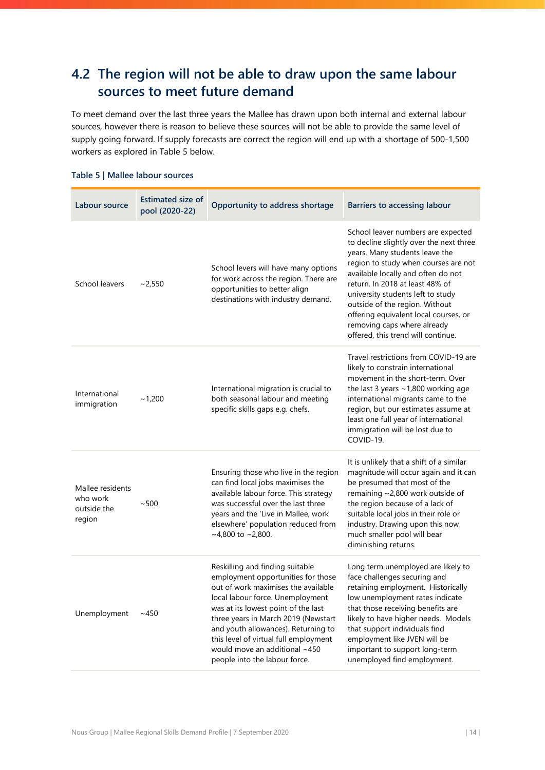## 4.2 The region will not be able to draw upon the same labour sources to meet future demand

To meet demand over the last three years the Mallee has drawn upon both internal and external labour sources, however there is reason to believe these sources will not be able to provide the same level of supply going forward. If supply forecasts are correct the region will end up with a shortage of 500-1,500 workers as explored in Table 5 below.

**Table 5 | Mallee labour sources**

| Labour source | Estimated size of pool (2020-22) | Opportunity to address shortage | Barriers to accessing labour |
|---|---|---|---|
| School leavers | ~2,550 | School levers will have many options for work across the region. There are opportunities to better align destinations with industry demand. | School leaver numbers are expected to decline slightly over the next three years. Many students leave the region to study when courses are not available locally and often do not return. In 2018 at least 48% of university students left to study outside of the region. Without offering equivalent local courses, or removing caps where already offered, this trend will continue. |
| International immigration | ~1,200 | International migration is crucial to both seasonal labour and meeting specific skills gaps e.g. chefs. | Travel restrictions from COVID-19 are likely to constrain international movement in the short-term. Over the last 3 years ~1,800 working age international migrants came to the region, but our estimates assume at least one full year of international immigration will be lost due to COVID-19. |
| Mallee residents who work outside the region | ~500 | Ensuring those who live in the region can find local jobs maximises the available labour force. This strategy was successful over the last three years and the 'Live in Mallee, work elsewhere' population reduced from ~4,800 to ~2,800. | It is unlikely that a shift of a similar magnitude will occur again and it can be presumed that most of the remaining ~2,800 work outside of the region because of a lack of suitable local jobs in their role or industry. Drawing upon this now much smaller pool will bear diminishing returns. |
| Unemployment | ~450 | Reskilling and finding suitable employment opportunities for those out of work maximises the available local labour force. Unemployment was at its lowest point of the last three years in March 2019 (Newstart and youth allowances). Returning to this level of virtual full employment would move an additional ~450 people into the labour force. | Long term unemployed are likely to face challenges securing and retaining employment. Historically low unemployment rates indicate that those receiving benefits are likely to have higher needs. Models that support individuals find employment like JVEN will be important to support long-term unemployed find employment. |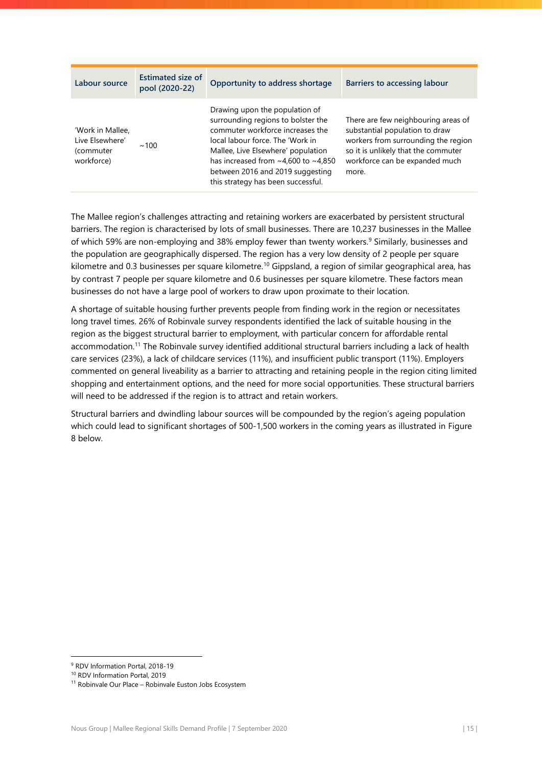| Labour source | Estimated size of pool (2020-22) | Opportunity to address shortage | Barriers to accessing labour |
|---|---|---|---|
| 'Work in Mallee, Live Elsewhere' (commuter workforce) | ~100 | Drawing upon the population of surrounding regions to bolster the commuter workforce increases the local labour force. The 'Work in Mallee, Live Elsewhere' population has increased from ~4,600 to ~4,850 between 2016 and 2019 suggesting this strategy has been successful. | There are few neighbouring areas of substantial population to draw workers from surrounding the region so it is unlikely that the commuter workforce can be expanded much more. |

The Mallee region's challenges attracting and retaining workers are exacerbated by persistent structural barriers. The region is characterised by lots of small businesses. There are 10,237 businesses in the Mallee of which 59% are non-employing and 38% employ fewer than twenty workers.[9] Similarly, businesses and the population are geographically dispersed. The region has a very low density of 2 people per square kilometre and 0.3 businesses per square kilometre.[10] Gippsland, a region of similar geographical area, has by contrast 7 people per square kilometre and 0.6 businesses per square kilometre. These factors mean businesses do not have a large pool of workers to draw upon proximate to their location.

A shortage of suitable housing further prevents people from finding work in the region or necessitates long travel times. 26% of Robinvale survey respondents identified the lack of suitable housing in the region as the biggest structural barrier to employment, with particular concern for affordable rental accommodation.[11] The Robinvale survey identified additional structural barriers including a lack of health care services (23%), a lack of childcare services (11%), and insufficient public transport (11%). Employers commented on general liveability as a barrier to attracting and retaining people in the region citing limited shopping and entertainment options, and the need for more social opportunities. These structural barriers will need to be addressed if the region is to attract and retain workers.

Structural barriers and dwindling labour sources will be compounded by the region's ageing population which could lead to significant shortages of 500-1,500 workers in the coming years as illustrated in Figure 8 below.

[9] RDV Information Portal, 2018-19

[10] RDV Information Portal, 2019

[11] Robinvale Our Place – Robinvale Euston Jobs Ecosystem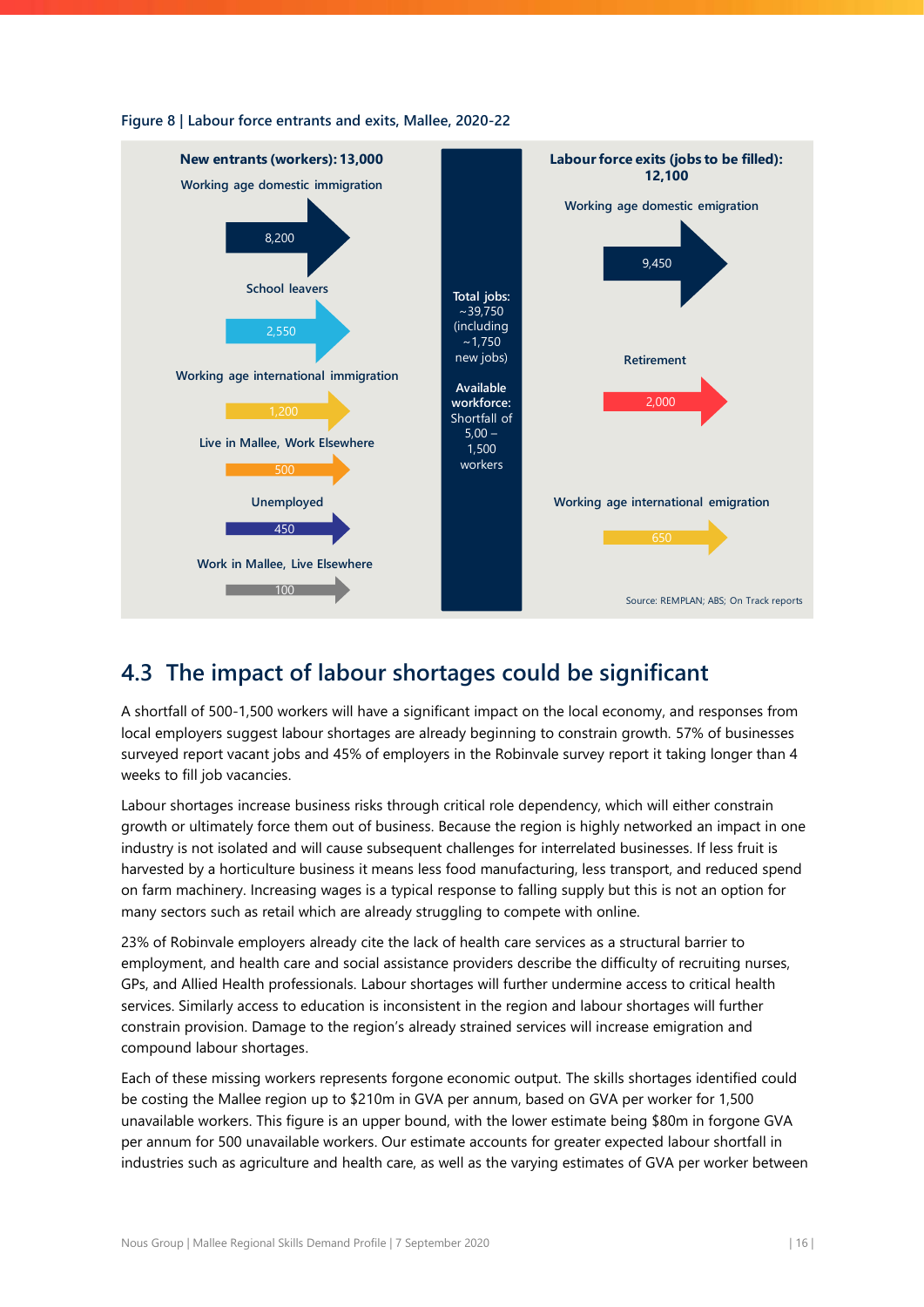**Figure 8 | Labour force entrants and exits, Mallee, 2020-22**

**New entrants (workers): 13,000**

- Working age domestic immigration: 8,200
- School leavers: 2,550
- Working age international immigration: 1,200
- Live in Mallee, Work Elsewhere: 500
- Unemployed: 450
- Work in Mallee, Live Elsewhere: 100

**Total jobs:** ~39,750 (including ~1,750 new jobs)

**Available workforce:** Shortfall of 5,00 – 1,500 workers

**Labour force exits (jobs to be filled): 12,100**

- Working age domestic emigration: 9,450
- Retirement: 2,000
- Working age international emigration: 650

Source: REMPLAN; ABS; On Track reports

## 4.3 The impact of labour shortages could be significant

A shortfall of 500-1,500 workers will have a significant impact on the local economy, and responses from local employers suggest labour shortages are already beginning to constrain growth. 57% of businesses surveyed report vacant jobs and 45% of employers in the Robinvale survey report it taking longer than 4 weeks to fill job vacancies.

Labour shortages increase business risks through critical role dependency, which will either constrain growth or ultimately force them out of business. Because the region is highly networked an impact in one industry is not isolated and will cause subsequent challenges for interrelated businesses. If less fruit is harvested by a horticulture business it means less food manufacturing, less transport, and reduced spend on farm machinery. Increasing wages is a typical response to falling supply but this is not an option for many sectors such as retail which are already struggling to compete with online.

23% of Robinvale employers already cite the lack of health care services as a structural barrier to employment, and health care and social assistance providers describe the difficulty of recruiting nurses, GPs, and Allied Health professionals. Labour shortages will further undermine access to critical health services. Similarly access to education is inconsistent in the region and labour shortages will further constrain provision. Damage to the region's already strained services will increase emigration and compound labour shortages.

Each of these missing workers represents forgone economic output. The skills shortages identified could be costing the Mallee region up to $210m in GVA per annum, based on GVA per worker for 1,500 unavailable workers. This figure is an upper bound, with the lower estimate being $80m in forgone GVA per annum for 500 unavailable workers. Our estimate accounts for greater expected labour shortfall in industries such as agriculture and health care, as well as the varying estimates of GVA per worker between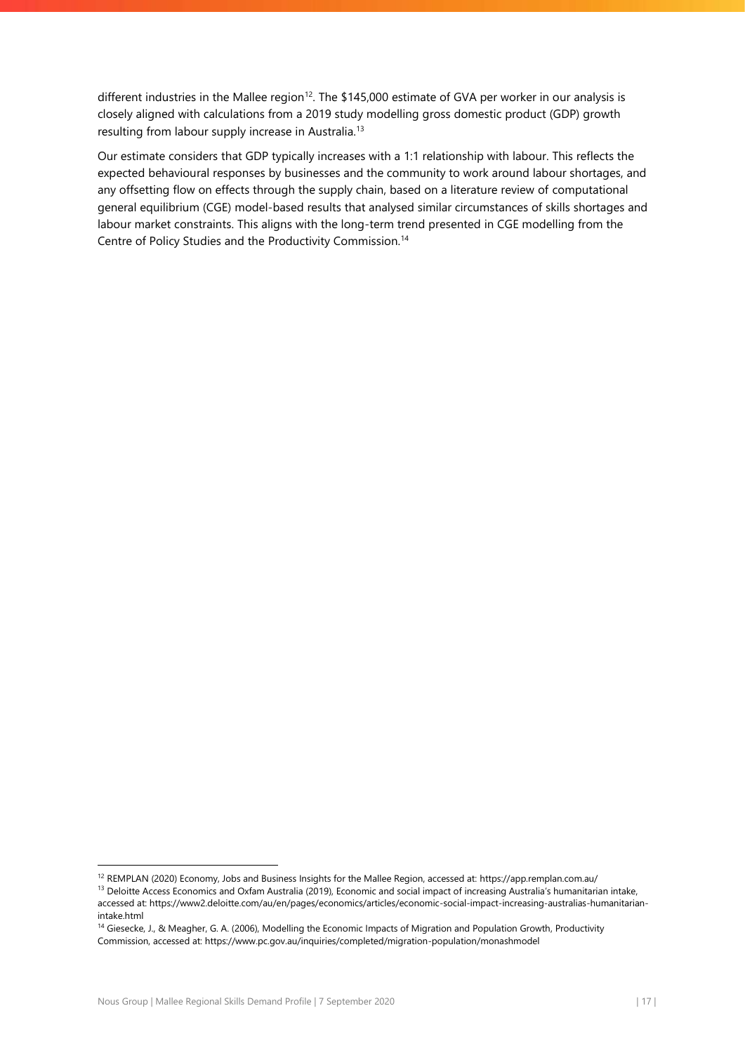different industries in the Mallee region[12]. The $145,000 estimate of GVA per worker in our analysis is closely aligned with calculations from a 2019 study modelling gross domestic product (GDP) growth resulting from labour supply increase in Australia.[13]

Our estimate considers that GDP typically increases with a 1:1 relationship with labour. This reflects the expected behavioural responses by businesses and the community to work around labour shortages, and any offsetting flow on effects through the supply chain, based on a literature review of computational general equilibrium (CGE) model-based results that analysed similar circumstances of skills shortages and labour market constraints. This aligns with the long-term trend presented in CGE modelling from the Centre of Policy Studies and the Productivity Commission.[14]

---

[12] REMPLAN (2020) Economy, Jobs and Business Insights for the Mallee Region, accessed at: https://app.remplan.com.au/

[13] Deloitte Access Economics and Oxfam Australia (2019), Economic and social impact of increasing Australia's humanitarian intake, accessed at: https://www2.deloitte.com/au/en/pages/economics/articles/economic-social-impact-increasing-australias-humanitarian-intake.html

[14] Giesecke, J., & Meagher, G. A. (2006), Modelling the Economic Impacts of Migration and Population Growth, Productivity Commission, accessed at: https://www.pc.gov.au/inquiries/completed/migration-population/monashmodel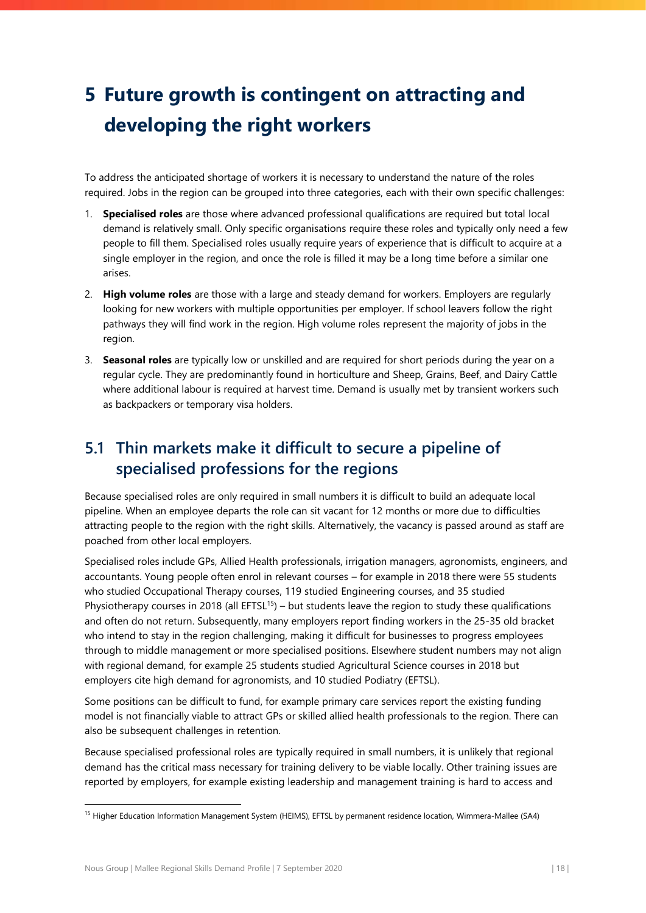# 5 Future growth is contingent on attracting and developing the right workers

To address the anticipated shortage of workers it is necessary to understand the nature of the roles required. Jobs in the region can be grouped into three categories, each with their own specific challenges:

1. **Specialised roles** are those where advanced professional qualifications are required but total local demand is relatively small. Only specific organisations require these roles and typically only need a few people to fill them. Specialised roles usually require years of experience that is difficult to acquire at a single employer in the region, and once the role is filled it may be a long time before a similar one arises.
2. **High volume roles** are those with a large and steady demand for workers. Employers are regularly looking for new workers with multiple opportunities per employer. If school leavers follow the right pathways they will find work in the region. High volume roles represent the majority of jobs in the region.
3. **Seasonal roles** are typically low or unskilled and are required for short periods during the year on a regular cycle. They are predominantly found in horticulture and Sheep, Grains, Beef, and Dairy Cattle where additional labour is required at harvest time. Demand is usually met by transient workers such as backpackers or temporary visa holders.

## 5.1 Thin markets make it difficult to secure a pipeline of specialised professions for the regions

Because specialised roles are only required in small numbers it is difficult to build an adequate local pipeline. When an employee departs the role can sit vacant for 12 months or more due to difficulties attracting people to the region with the right skills. Alternatively, the vacancy is passed around as staff are poached from other local employers.

Specialised roles include GPs, Allied Health professionals, irrigation managers, agronomists, engineers, and accountants. Young people often enrol in relevant courses – for example in 2018 there were 55 students who studied Occupational Therapy courses, 119 studied Engineering courses, and 35 studied Physiotherapy courses in 2018 (all EFTSL[15]) – but students leave the region to study these qualifications and often do not return. Subsequently, many employers report finding workers in the 25-35 old bracket who intend to stay in the region challenging, making it difficult for businesses to progress employees through to middle management or more specialised positions. Elsewhere student numbers may not align with regional demand, for example 25 students studied Agricultural Science courses in 2018 but employers cite high demand for agronomists, and 10 studied Podiatry (EFTSL).

Some positions can be difficult to fund, for example primary care services report the existing funding model is not financially viable to attract GPs or skilled allied health professionals to the region. There can also be subsequent challenges in retention.

Because specialised professional roles are typically required in small numbers, it is unlikely that regional demand has the critical mass necessary for training delivery to be viable locally. Other training issues are reported by employers, for example existing leadership and management training is hard to access and

[15] Higher Education Information Management System (HEIMS), EFTSL by permanent residence location, Wimmera-Mallee (SA4)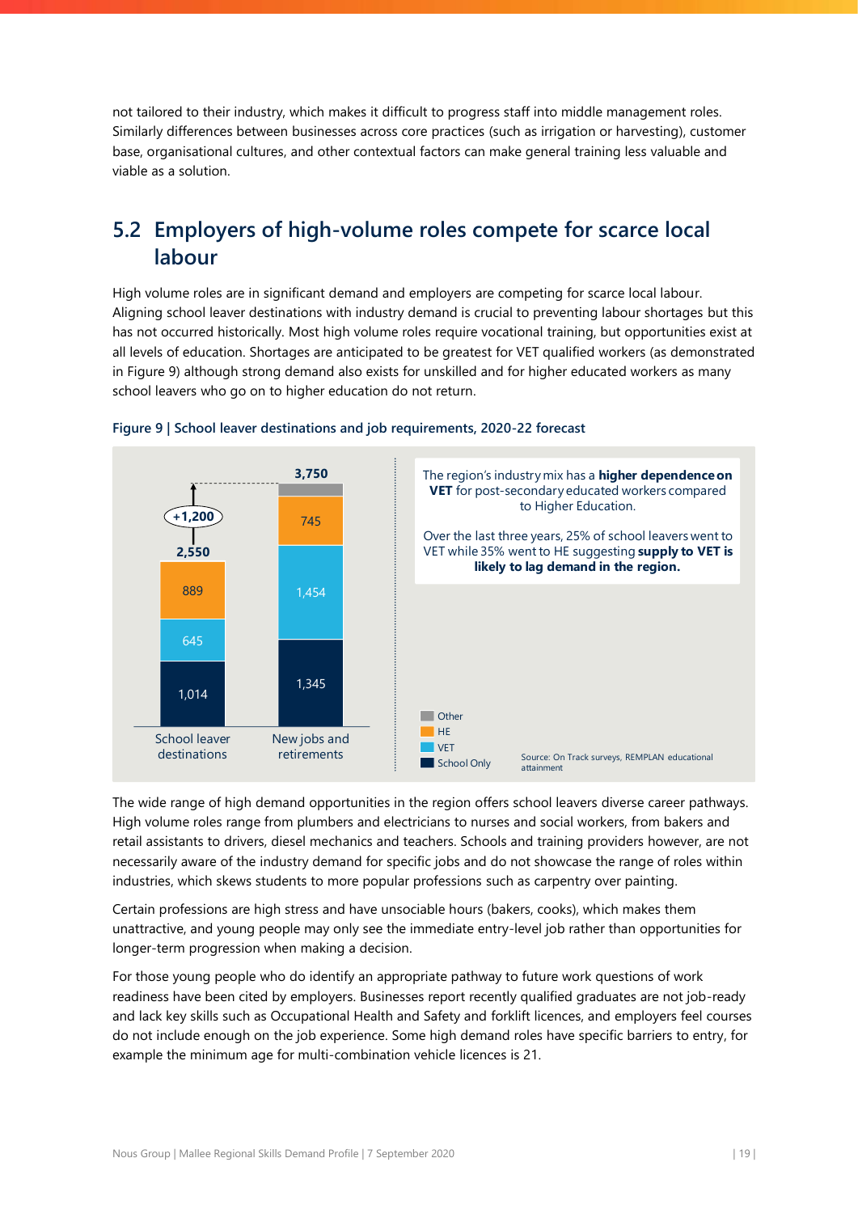not tailored to their industry, which makes it difficult to progress staff into middle management roles. Similarly differences between businesses across core practices (such as irrigation or harvesting), customer base, organisational cultures, and other contextual factors can make general training less valuable and viable as a solution.

## 5.2 Employers of high-volume roles compete for scarce local labour

High volume roles are in significant demand and employers are competing for scarce local labour. Aligning school leaver destinations with industry demand is crucial to preventing labour shortages but this has not occurred historically. Most high volume roles require vocational training, but opportunities exist at all levels of education. Shortages are anticipated to be greatest for VET qualified workers (as demonstrated in Figure 9) although strong demand also exists for unskilled and for higher educated workers as many school leavers who go on to higher education do not return.

Figure 9 | School leaver destinations and job requirements, 2020-22 forecast

| | School leaver destinations | New jobs and retirements |
|---|---|---|
| School Only | 1,014 | 1,345 |
| VET | 645 | 1,454 |
| HE | 889 | 745 |
| Other | | |
| Total | 2,550 | 3,750 |

+1,200

The region's industry mix has a **higher dependence on VET** for post-secondary educated workers compared to Higher Education.

Over the last three years, 25% of school leavers went to VET while 35% went to HE suggesting **supply to VET is likely to lag demand in the region.**

Source: On Track surveys, REMPLAN educational attainment

The wide range of high demand opportunities in the region offers school leavers diverse career pathways. High volume roles range from plumbers and electricians to nurses and social workers, from bakers and retail assistants to drivers, diesel mechanics and teachers. Schools and training providers however, are not necessarily aware of the industry demand for specific jobs and do not showcase the range of roles within industries, which skews students to more popular professions such as carpentry over painting.

Certain professions are high stress and have unsociable hours (bakers, cooks), which makes them unattractive, and young people may only see the immediate entry-level job rather than opportunities for longer-term progression when making a decision.

For those young people who do identify an appropriate pathway to future work questions of work readiness have been cited by employers. Businesses report recently qualified graduates are not job-ready and lack key skills such as Occupational Health and Safety and forklift licences, and employers feel courses do not include enough on the job experience. Some high demand roles have specific barriers to entry, for example the minimum age for multi-combination vehicle licences is 21.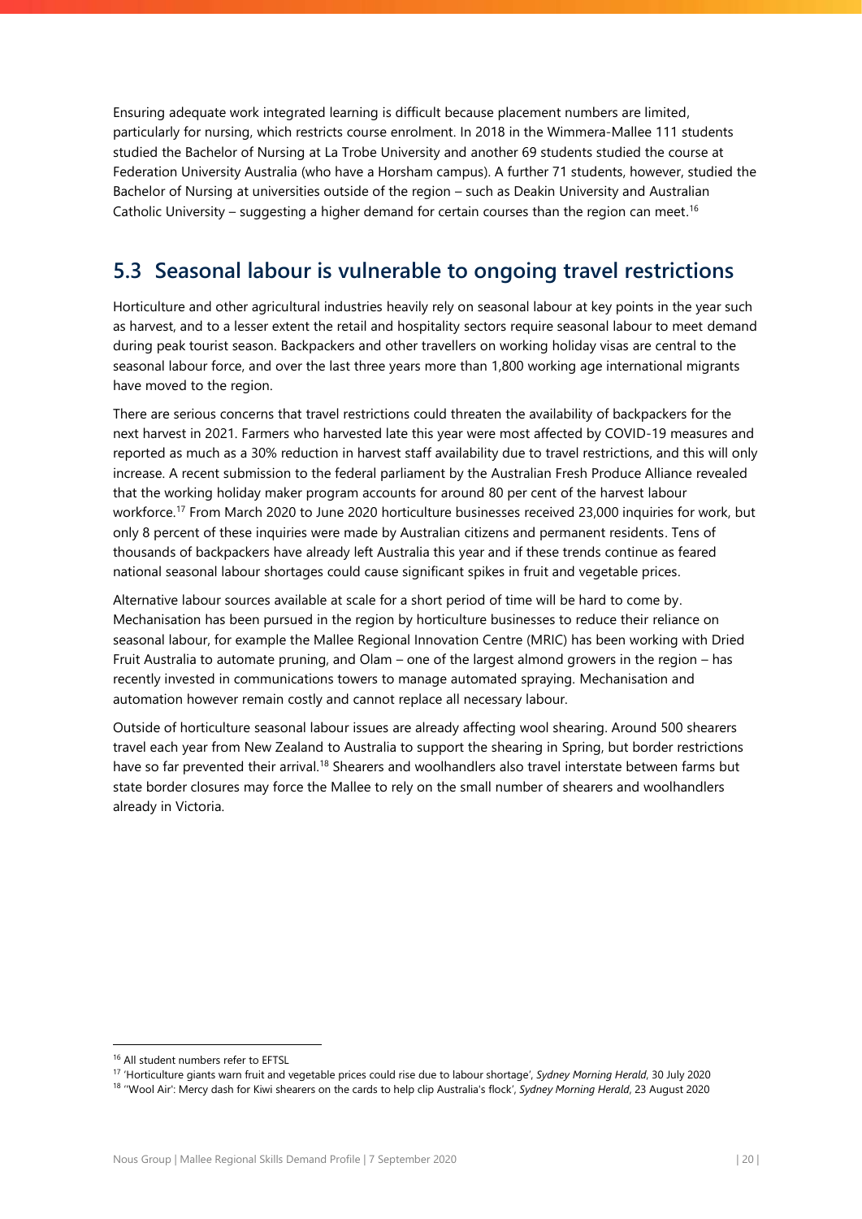Ensuring adequate work integrated learning is difficult because placement numbers are limited, particularly for nursing, which restricts course enrolment. In 2018 in the Wimmera-Mallee 111 students studied the Bachelor of Nursing at La Trobe University and another 69 students studied the course at Federation University Australia (who have a Horsham campus). A further 71 students, however, studied the Bachelor of Nursing at universities outside of the region – such as Deakin University and Australian Catholic University – suggesting a higher demand for certain courses than the region can meet.[16]

## 5.3 Seasonal labour is vulnerable to ongoing travel restrictions

Horticulture and other agricultural industries heavily rely on seasonal labour at key points in the year such as harvest, and to a lesser extent the retail and hospitality sectors require seasonal labour to meet demand during peak tourist season. Backpackers and other travellers on working holiday visas are central to the seasonal labour force, and over the last three years more than 1,800 working age international migrants have moved to the region.

There are serious concerns that travel restrictions could threaten the availability of backpackers for the next harvest in 2021. Farmers who harvested late this year were most affected by COVID-19 measures and reported as much as a 30% reduction in harvest staff availability due to travel restrictions, and this will only increase. A recent submission to the federal parliament by the Australian Fresh Produce Alliance revealed that the working holiday maker program accounts for around 80 per cent of the harvest labour workforce.[17] From March 2020 to June 2020 horticulture businesses received 23,000 inquiries for work, but only 8 percent of these inquiries were made by Australian citizens and permanent residents. Tens of thousands of backpackers have already left Australia this year and if these trends continue as feared national seasonal labour shortages could cause significant spikes in fruit and vegetable prices.

Alternative labour sources available at scale for a short period of time will be hard to come by. Mechanisation has been pursued in the region by horticulture businesses to reduce their reliance on seasonal labour, for example the Mallee Regional Innovation Centre (MRIC) has been working with Dried Fruit Australia to automate pruning, and Olam – one of the largest almond growers in the region – has recently invested in communications towers to manage automated spraying. Mechanisation and automation however remain costly and cannot replace all necessary labour.

Outside of horticulture seasonal labour issues are already affecting wool shearing. Around 500 shearers travel each year from New Zealand to Australia to support the shearing in Spring, but border restrictions have so far prevented their arrival.[18] Shearers and woolhandlers also travel interstate between farms but state border closures may force the Mallee to rely on the small number of shearers and woolhandlers already in Victoria.

---

[16] All student numbers refer to EFTSL

[17] 'Horticulture giants warn fruit and vegetable prices could rise due to labour shortage', *Sydney Morning Herald*, 30 July 2020

[18] ''Wool Air': Mercy dash for Kiwi shearers on the cards to help clip Australia's flock', *Sydney Morning Herald*, 23 August 2020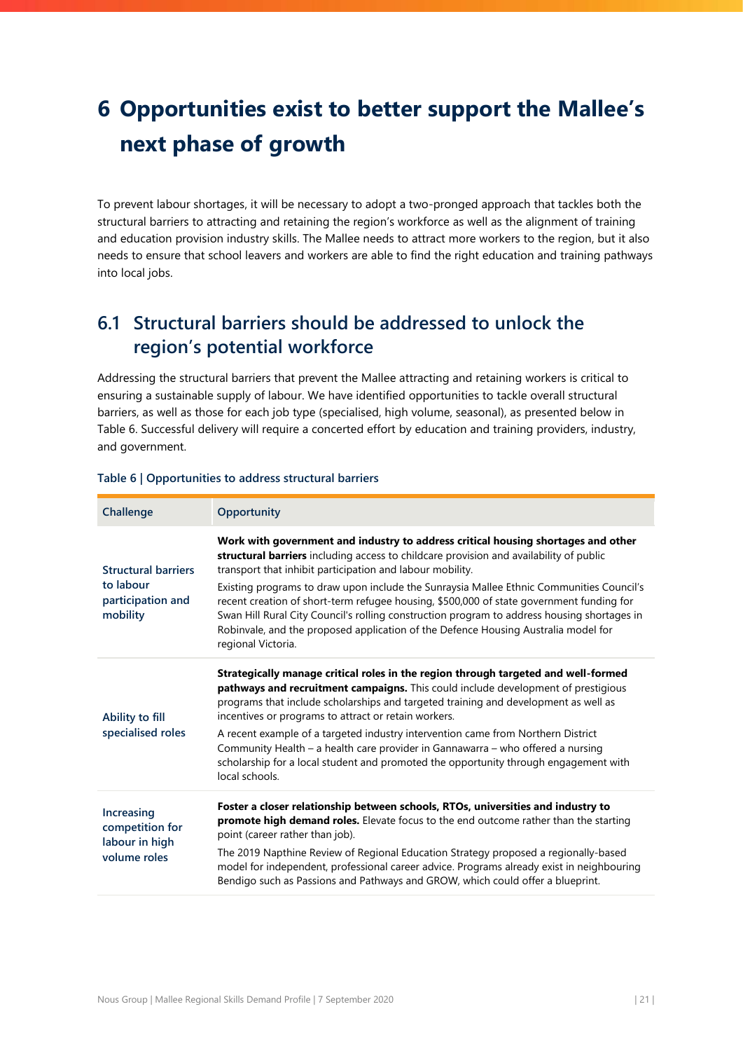# 6 Opportunities exist to better support the Mallee's next phase of growth

To prevent labour shortages, it will be necessary to adopt a two-pronged approach that tackles both the structural barriers to attracting and retaining the region's workforce as well as the alignment of training and education provision industry skills. The Mallee needs to attract more workers to the region, but it also needs to ensure that school leavers and workers are able to find the right education and training pathways into local jobs.

## 6.1 Structural barriers should be addressed to unlock the region's potential workforce

Addressing the structural barriers that prevent the Mallee attracting and retaining workers is critical to ensuring a sustainable supply of labour. We have identified opportunities to tackle overall structural barriers, as well as those for each job type (specialised, high volume, seasonal), as presented below in Table 6. Successful delivery will require a concerted effort by education and training providers, industry, and government.

**Table 6 | Opportunities to address structural barriers**

| Challenge | Opportunity |
|---|---|
| Structural barriers to labour participation and mobility | **Work with government and industry to address critical housing shortages and other structural barriers** including access to childcare provision and availability of public transport that inhibit participation and labour mobility.<br><br>Existing programs to draw upon include the Sunraysia Mallee Ethnic Communities Council's recent creation of short-term refugee housing, $500,000 of state government funding for Swan Hill Rural City Council's rolling construction program to address housing shortages in Robinvale, and the proposed application of the Defence Housing Australia model for regional Victoria. |
| Ability to fill specialised roles | **Strategically manage critical roles in the region through targeted and well-formed pathways and recruitment campaigns.** This could include development of prestigious programs that include scholarships and targeted training and development as well as incentives or programs to attract or retain workers.<br><br>A recent example of a targeted industry intervention came from Northern District Community Health – a health care provider in Gannawarra – who offered a nursing scholarship for a local student and promoted the opportunity through engagement with local schools. |
| Increasing competition for labour in high volume roles | **Foster a closer relationship between schools, RTOs, universities and industry to promote high demand roles.** Elevate focus to the end outcome rather than the starting point (career rather than job).<br><br>The 2019 Napthine Review of Regional Education Strategy proposed a regionally-based model for independent, professional career advice. Programs already exist in neighbouring Bendigo such as Passions and Pathways and GROW, which could offer a blueprint. |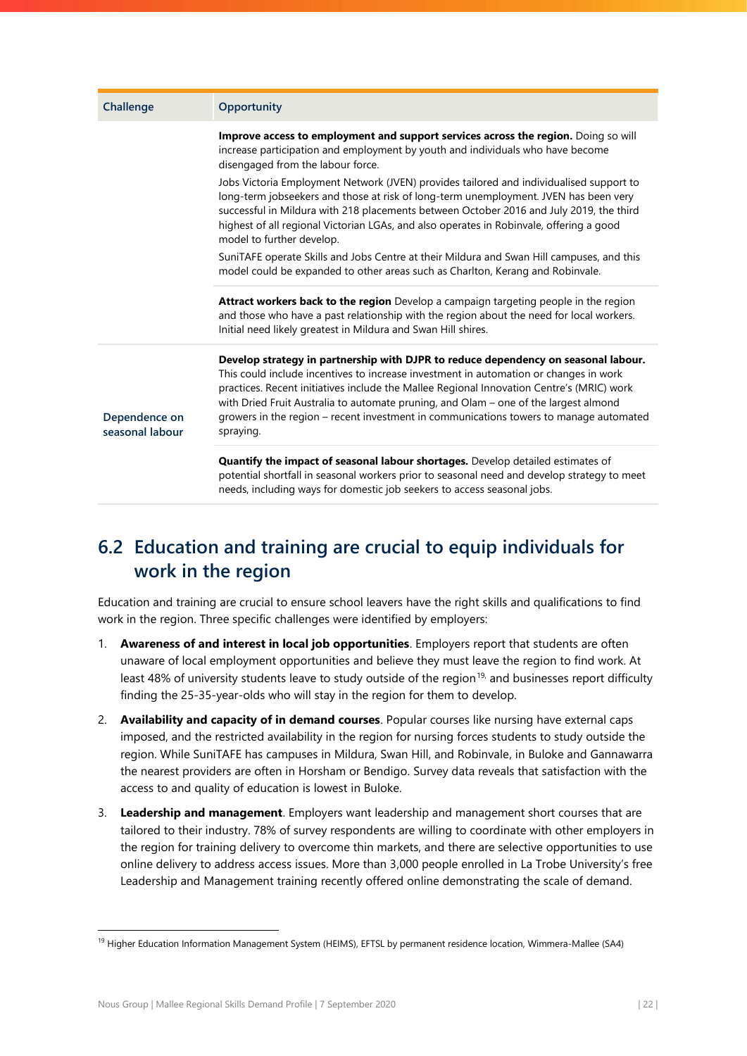| Challenge | Opportunity |
|---|---|
| | **Improve access to employment and support services across the region.** Doing so will increase participation and employment by youth and individuals who have become disengaged from the labour force.<br><br>Jobs Victoria Employment Network (JVEN) provides tailored and individualised support to long-term jobseekers and those at risk of long-term unemployment. JVEN has been very successful in Mildura with 218 placements between October 2016 and July 2019, the third highest of all regional Victorian LGAs, and also operates in Robinvale, offering a good model to further develop.<br><br>SuniTAFE operate Skills and Jobs Centre at their Mildura and Swan Hill campuses, and this model could be expanded to other areas such as Charlton, Kerang and Robinvale. |
| | **Attract workers back to the region** Develop a campaign targeting people in the region and those who have a past relationship with the region about the need for local workers. Initial need likely greatest in Mildura and Swan Hill shires. |
| Dependence on seasonal labour | **Develop strategy in partnership with DJPR to reduce dependency on seasonal labour.** This could include incentives to increase investment in automation or changes in work practices. Recent initiatives include the Mallee Regional Innovation Centre's (MRIC) work with Dried Fruit Australia to automate pruning, and Olam – one of the largest almond growers in the region – recent investment in communications towers to manage automated spraying. |
| | **Quantify the impact of seasonal labour shortages.** Develop detailed estimates of potential shortfall in seasonal workers prior to seasonal need and develop strategy to meet needs, including ways for domestic job seekers to access seasonal jobs. |

## 6.2 Education and training are crucial to equip individuals for work in the region

Education and training are crucial to ensure school leavers have the right skills and qualifications to find work in the region. Three specific challenges were identified by employers:

1. **Awareness of and interest in local job opportunities**. Employers report that students are often unaware of local employment opportunities and believe they must leave the region to find work. At least 48% of university students leave to study outside of the region[19] and businesses report difficulty finding the 25-35-year-olds who will stay in the region for them to develop.
2. **Availability and capacity of in demand courses**. Popular courses like nursing have external caps imposed, and the restricted availability in the region for nursing forces students to study outside the region. While SuniTAFE has campuses in Mildura, Swan Hill, and Robinvale, in Buloke and Gannawarra the nearest providers are often in Horsham or Bendigo. Survey data reveals that satisfaction with the access to and quality of education is lowest in Buloke.
3. **Leadership and management**. Employers want leadership and management short courses that are tailored to their industry. 78% of survey respondents are willing to coordinate with other employers in the region for training delivery to overcome thin markets, and there are selective opportunities to use online delivery to address access issues. More than 3,000 people enrolled in La Trobe University's free Leadership and Management training recently offered online demonstrating the scale of demand.

[19] Higher Education Information Management System (HEIMS), EFTSL by permanent residence location, Wimmera-Mallee (SA4)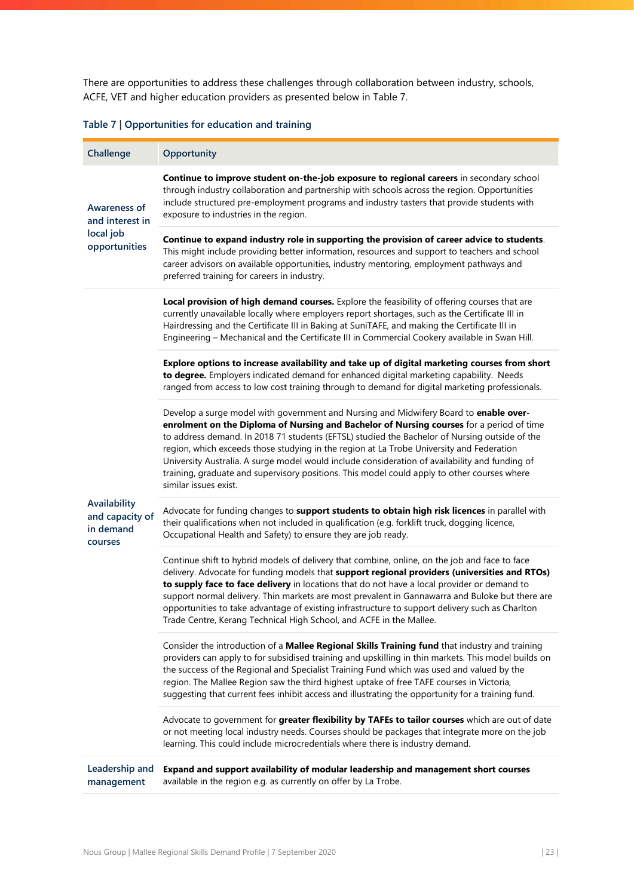There are opportunities to address these challenges through collaboration between industry, schools, ACFE, VET and higher education providers as presented below in Table 7.

### Table 7 | Opportunities for education and training

| Challenge | Opportunity |
|---|---|
| Awareness of and interest in local job opportunities | **Continue to improve student on-the-job exposure to regional careers** in secondary school through industry collaboration and partnership with schools across the region. Opportunities include structured pre-employment programs and industry tasters that provide students with exposure to industries in the region. |
| | **Continue to expand industry role in supporting the provision of career advice to students**. This might include providing better information, resources and support to teachers and school career advisors on available opportunities, industry mentoring, employment pathways and preferred training for careers in industry. |
| Availability and capacity of in demand courses | **Local provision of high demand courses.** Explore the feasibility of offering courses that are currently unavailable locally where employers report shortages, such as the Certificate III in Hairdressing and the Certificate III in Baking at SuniTAFE, and making the Certificate III in Engineering – Mechanical and the Certificate III in Commercial Cookery available in Swan Hill. |
| | **Explore options to increase availability and take up of digital marketing courses from short to degree.** Employers indicated demand for enhanced digital marketing capability. Needs ranged from access to low cost training through to demand for digital marketing professionals. |
| | Develop a surge model with government and Nursing and Midwifery Board to **enable over-enrolment on the Diploma of Nursing and Bachelor of Nursing courses** for a period of time to address demand. In 2018 71 students (EFTSL) studied the Bachelor of Nursing outside of the region, which exceeds those studying in the region at La Trobe University and Federation University Australia. A surge model would include consideration of availability and funding of training, graduate and supervisory positions. This model could apply to other courses where similar issues exist. |
| | Advocate for funding changes to **support students to obtain high risk licences** in parallel with their qualifications when not included in qualification (e.g. forklift truck, dogging licence, Occupational Health and Safety) to ensure they are job ready. |
| | Continue shift to hybrid models of delivery that combine, online, on the job and face to face delivery. Advocate for funding models that **support regional providers (universities and RTOs) to supply face to face delivery** in locations that do not have a local provider or demand to support normal delivery. Thin markets are most prevalent in Gannawarra and Buloke but there are opportunities to take advantage of existing infrastructure to support delivery such as Charlton Trade Centre, Kerang Technical High School, and ACFE in the Mallee. |
| | Consider the introduction of a **Mallee Regional Skills Training fund** that industry and training providers can apply to for subsidised training and upskilling in thin markets. This model builds on the success of the Regional and Specialist Training Fund which was used and valued by the region. The Mallee Region saw the third highest uptake of free TAFE courses in Victoria, suggesting that current fees inhibit access and illustrating the opportunity for a training fund. |
| | Advocate to government for **greater flexibility by TAFEs to tailor courses** which are out of date or not meeting local industry needs. Courses should be packages that integrate more on the job learning. This could include microcredentials where there is industry demand. |
| Leadership and management | **Expand and support availability of modular leadership and management short courses** available in the region e.g. as currently on offer by La Trobe. |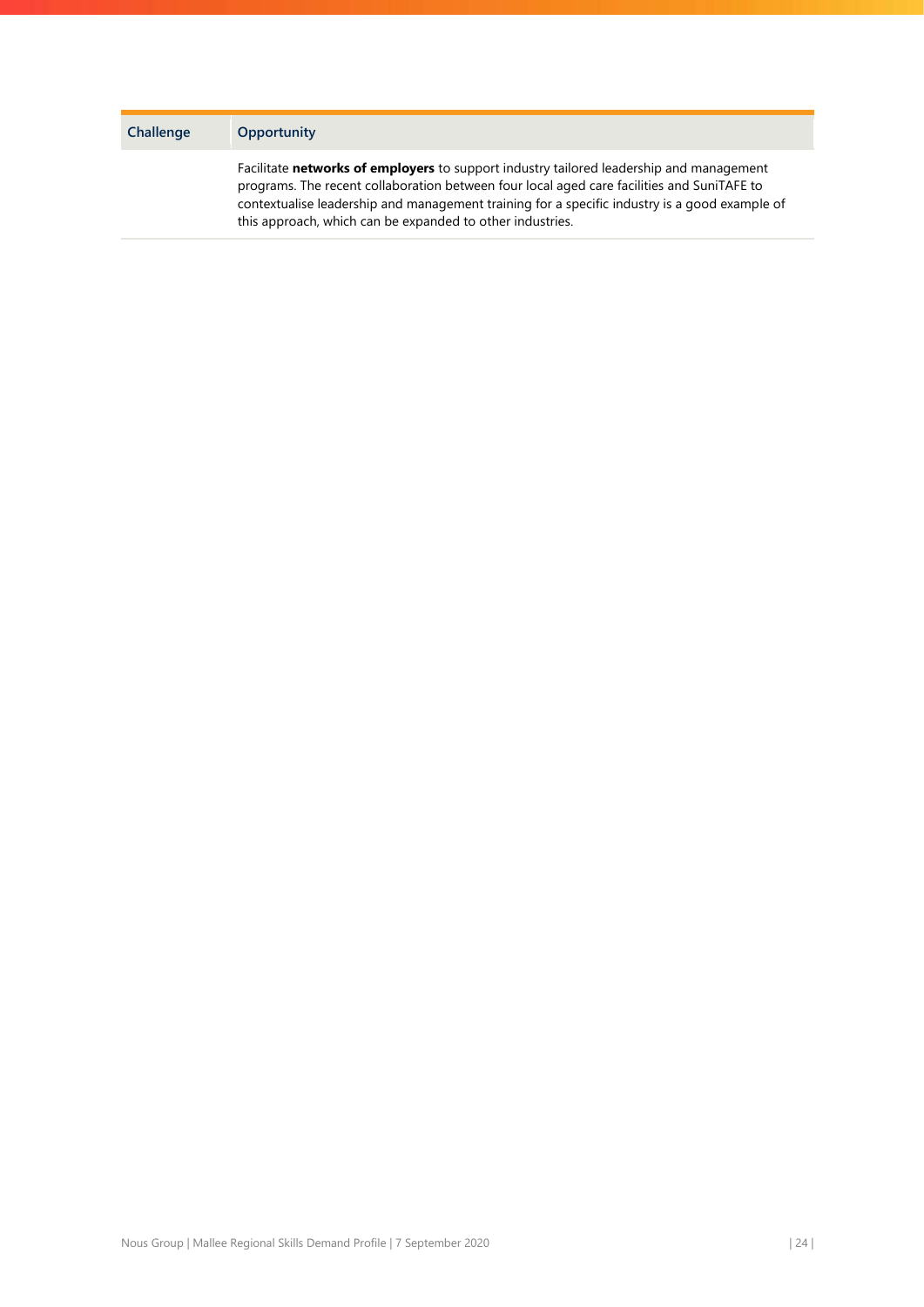| Challenge | Opportunity |
| --- | --- |
| | Facilitate **networks of employers** to support industry tailored leadership and management programs. The recent collaboration between four local aged care facilities and SuniTAFE to contextualise leadership and management training for a specific industry is a good example of this approach, which can be expanded to other industries. |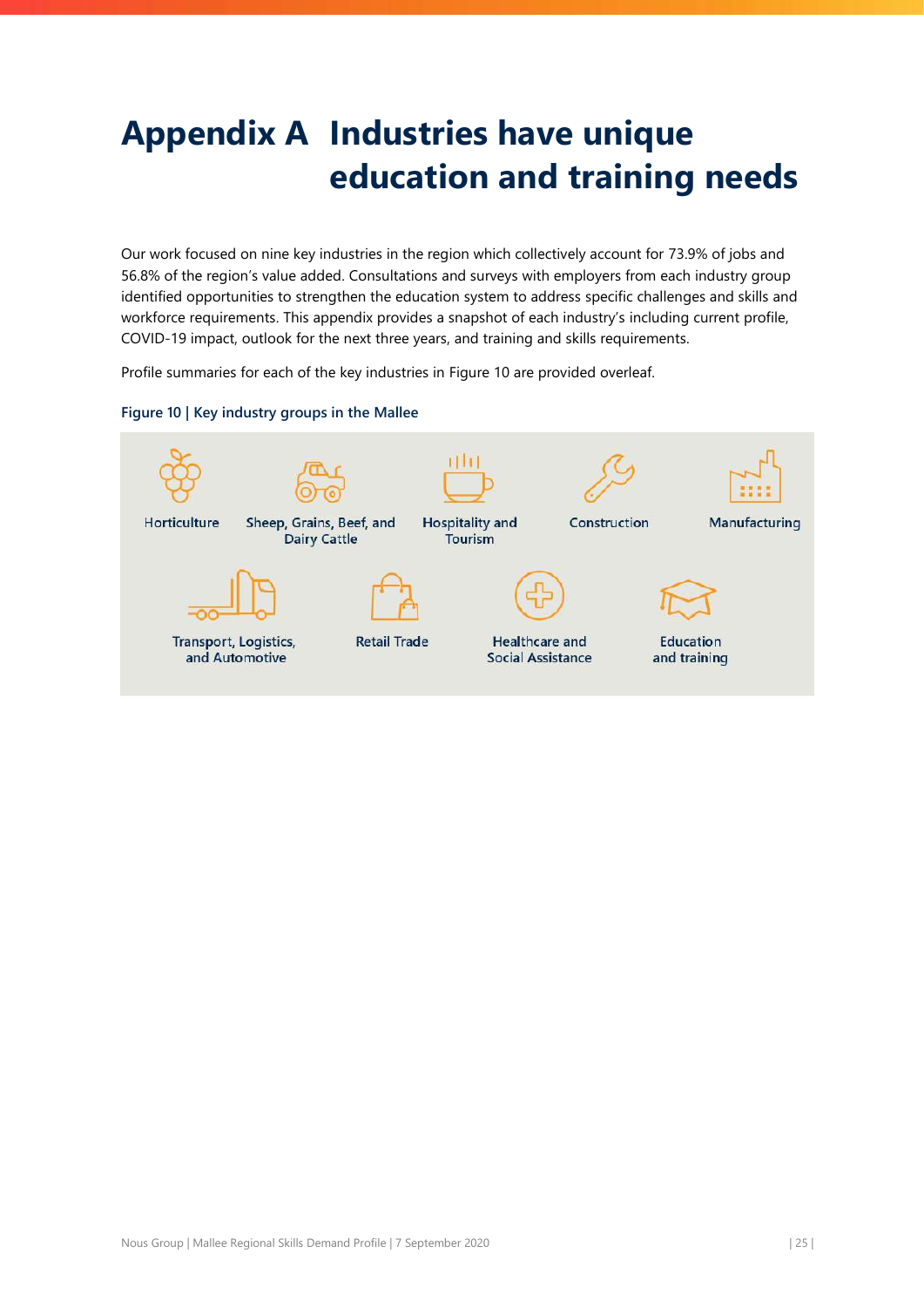# Appendix A Industries have unique education and training needs

Our work focused on nine key industries in the region which collectively account for 73.9% of jobs and 56.8% of the region's value added. Consultations and surveys with employers from each industry group identified opportunities to strengthen the education system to address specific challenges and skills and workforce requirements. This appendix provides a snapshot of each industry's including current profile, COVID-19 impact, outlook for the next three years, and training and skills requirements.

Profile summaries for each of the key industries in Figure 10 are provided overleaf.

**Figure 10 | Key industry groups in the Mallee**

- Horticulture
- Sheep, Grains, Beef, and Dairy Cattle
- Hospitality and Tourism
- Construction
- Manufacturing
- Transport, Logistics, and Automotive
- Retail Trade
- Healthcare and Social Assistance
- Education and training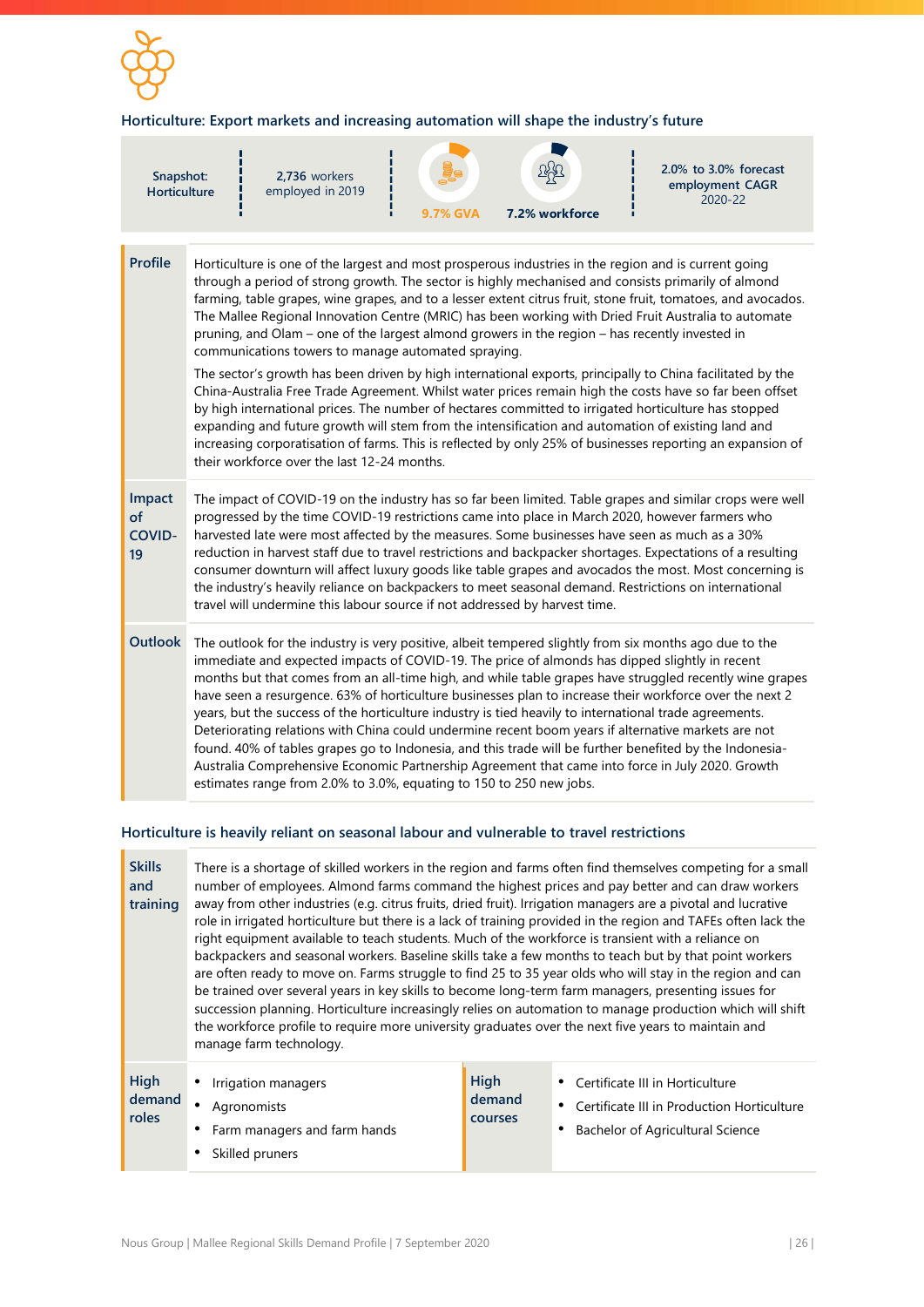## Horticulture: Export markets and increasing automation will shape the industry's future

| Snapshot: Horticulture | 2,736 workers employed in 2019 | 9.7% GVA | 7.2% workforce | 2.0% to 3.0% forecast employment CAGR 2020-22 |
|---|---|---|---|---|

| | |
|---|---|
| **Profile** | Horticulture is one of the largest and most prosperous industries in the region and is current going through a period of strong growth. The sector is highly mechanised and consists primarily of almond farming, table grapes, wine grapes, and to a lesser extent citrus fruit, stone fruit, tomatoes, and avocados. The Mallee Regional Innovation Centre (MRIC) has been working with Dried Fruit Australia to automate pruning, and Olam – one of the largest almond growers in the region – has recently invested in communications towers to manage automated spraying.<br><br>The sector's growth has been driven by high international exports, principally to China facilitated by the China-Australia Free Trade Agreement. Whilst water prices remain high the costs have so far been offset by high international prices. The number of hectares committed to irrigated horticulture has stopped expanding and future growth will stem from the intensification and automation of existing land and increasing corporatisation of farms. This is reflected by only 25% of businesses reporting an expansion of their workforce over the last 12-24 months. |
| **Impact of COVID-19** | The impact of COVID-19 on the industry has so far been limited. Table grapes and similar crops were well progressed by the time COVID-19 restrictions came into place in March 2020, however farmers who harvested late were most affected by the measures. Some businesses have seen as much as a 30% reduction in harvest staff due to travel restrictions and backpacker shortages. Expectations of a resulting consumer downturn will affect luxury goods like table grapes and avocados the most. Most concerning is the industry's heavily reliance on backpackers to meet seasonal demand. Restrictions on international travel will undermine this labour source if not addressed by harvest time. |
| **Outlook** | The outlook for the industry is very positive, albeit tempered slightly from six months ago due to the immediate and expected impacts of COVID-19. The price of almonds has dipped slightly in recent months but that comes from an all-time high, and while table grapes have struggled recently wine grapes have seen a resurgence. 63% of horticulture businesses plan to increase their workforce over the next 2 years, but the success of the horticulture industry is tied heavily to international trade agreements. Deteriorating relations with China could undermine recent boom years if alternative markets are not found. 40% of tables grapes go to Indonesia, and this trade will be further benefited by the Indonesia-Australia Comprehensive Economic Partnership Agreement that came into force in July 2020. Growth estimates range from 2.0% to 3.0%, equating to 150 to 250 new jobs. |

## Horticulture is heavily reliant on seasonal labour and vulnerable to travel restrictions

| | |
|---|---|
| **Skills and training** | There is a shortage of skilled workers in the region and farms often find themselves competing for a small number of employees. Almond farms command the highest prices and pay better and can draw workers away from other industries (e.g. citrus fruits, dried fruit). Irrigation managers are a pivotal and lucrative role in irrigated horticulture but there is a lack of training provided in the region and TAFEs often lack the right equipment available to teach students. Much of the workforce is transient with a reliance on backpackers and seasonal workers. Baseline skills take a few months to teach but by that point workers are often ready to move on. Farms struggle to find 25 to 35 year olds who will stay in the region and can be trained over several years in key skills to become long-term farm managers, presenting issues for succession planning. Horticulture increasingly relies on automation to manage production which will shift the workforce profile to require more university graduates over the next five years to maintain and manage farm technology. |

| **High demand roles** | | **High demand courses** | |
|---|---|---|---|
| | • Irrigation managers<br>• Agronomists<br>• Farm managers and farm hands<br>• Skilled pruners | | • Certificate III in Horticulture<br>• Certificate III in Production Horticulture<br>• Bachelor of Agricultural Science |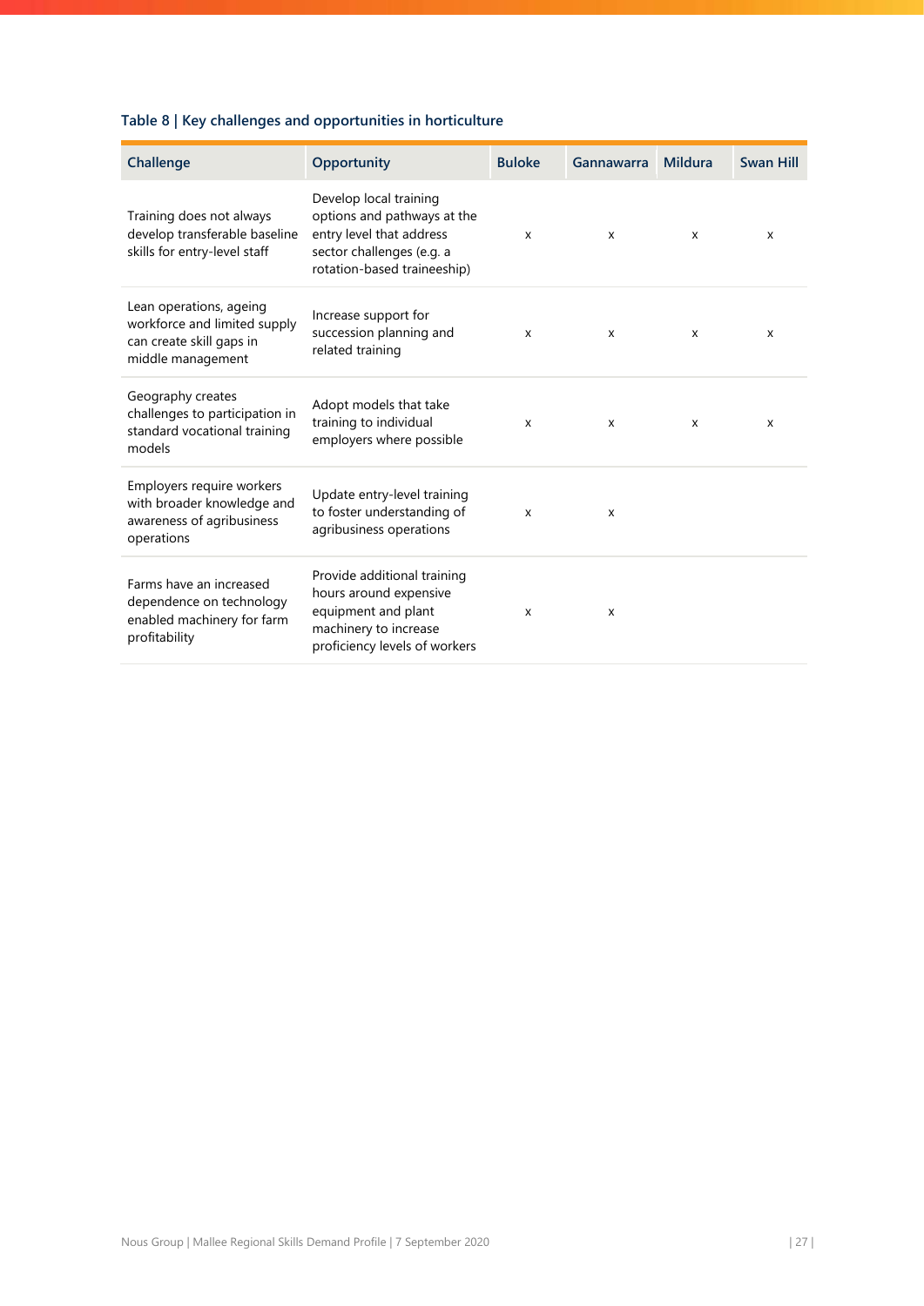Table 8 | Key challenges and opportunities in horticulture

| Challenge | Opportunity | Buloke | Gannawarra | Mildura | Swan Hill |
|---|---|---|---|---|---|
| Training does not always develop transferable baseline skills for entry-level staff | Develop local training options and pathways at the entry level that address sector challenges (e.g. a rotation-based traineeship) | x | x | x | x |
| Lean operations, ageing workforce and limited supply can create skill gaps in middle management | Increase support for succession planning and related training | x | x | x | x |
| Geography creates challenges to participation in standard vocational training models | Adopt models that take training to individual employers where possible | x | x | x | x |
| Employers require workers with broader knowledge and awareness of agribusiness operations | Update entry-level training to foster understanding of agribusiness operations | x | x | | |
| Farms have an increased dependence on technology enabled machinery for farm profitability | Provide additional training hours around expensive equipment and plant machinery to increase proficiency levels of workers | x | x | | |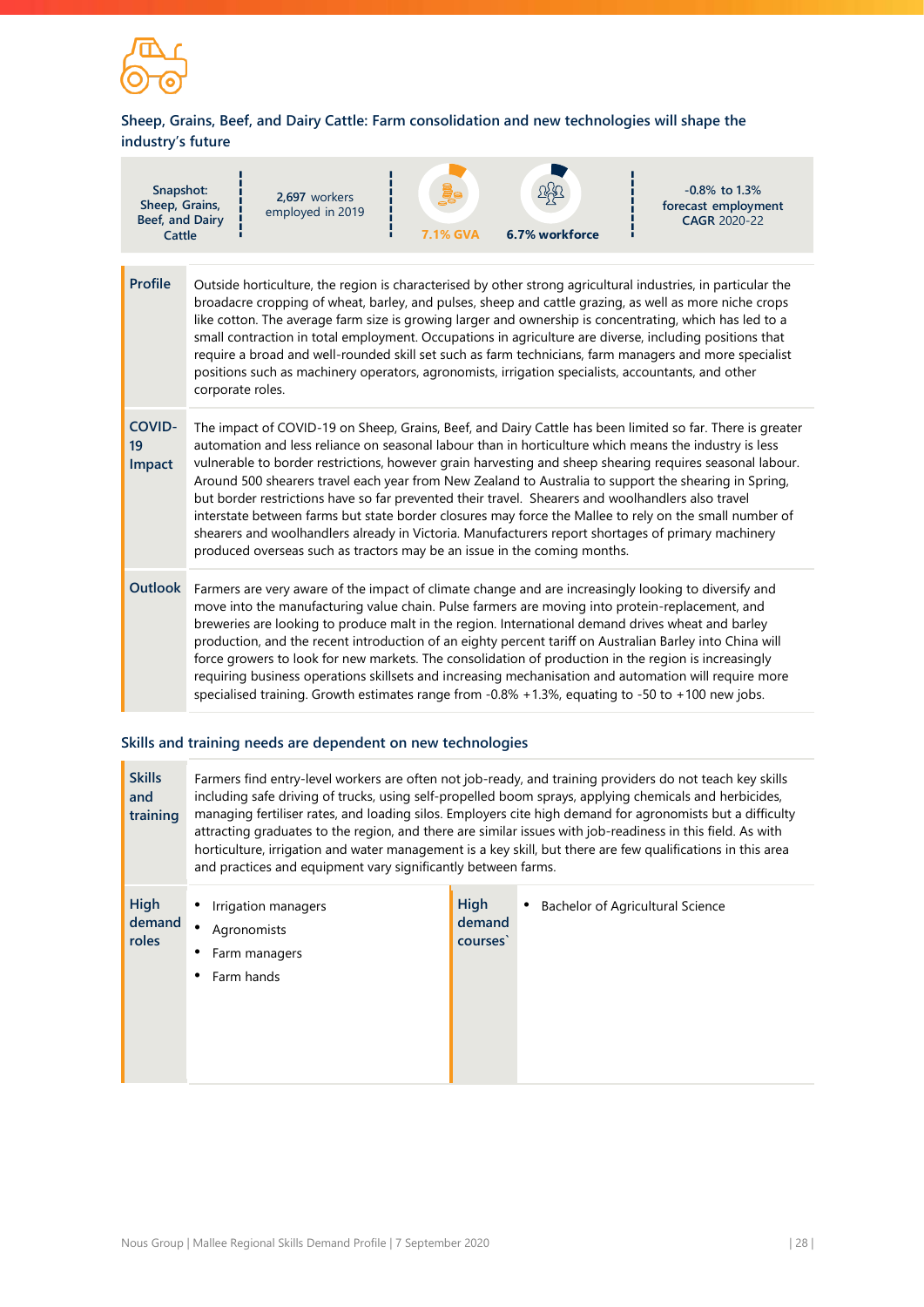## Sheep, Grains, Beef, and Dairy Cattle: Farm consolidation and new technologies will shape the industry's future

| Snapshot: Sheep, Grains, Beef, and Dairy Cattle | 2,697 workers employed in 2019 | 7.1% GVA | 6.7% workforce | -0.8% to 1.3% forecast employment CAGR 2020-22 |
|---|---|---|---|---|

| | |
|---|---|
| **Profile** | Outside horticulture, the region is characterised by other strong agricultural industries, in particular the broadacre cropping of wheat, barley, and pulses, sheep and cattle grazing, as well as more niche crops like cotton. The average farm size is growing larger and ownership is concentrating, which has led to a small contraction in total employment. Occupations in agriculture are diverse, including positions that require a broad and well-rounded skill set such as farm technicians, farm managers and more specialist positions such as machinery operators, agronomists, irrigation specialists, accountants, and other corporate roles. |
| **COVID-19 Impact** | The impact of COVID-19 on Sheep, Grains, Beef, and Dairy Cattle has been limited so far. There is greater automation and less reliance on seasonal labour than in horticulture which means the industry is less vulnerable to border restrictions, however grain harvesting and sheep shearing requires seasonal labour. Around 500 shearers travel each year from New Zealand to Australia to support the shearing in Spring, but border restrictions have so far prevented their travel. Shearers and woolhandlers also travel interstate between farms but state border closures may force the Mallee to rely on the small number of shearers and woolhandlers already in Victoria. Manufacturers report shortages of primary machinery produced overseas such as tractors may be an issue in the coming months. |
| **Outlook** | Farmers are very aware of the impact of climate change and are increasingly looking to diversify and move into the manufacturing value chain. Pulse farmers are moving into protein-replacement, and breweries are looking to produce malt in the region. International demand drives wheat and barley production, and the recent introduction of an eighty percent tariff on Australian Barley into China will force growers to look for new markets. The consolidation of production in the region is increasingly requiring business operations skillsets and increasing mechanisation and automation will require more specialised training. Growth estimates range from -0.8% +1.3%, equating to -50 to +100 new jobs. |

## Skills and training needs are dependent on new technologies

| | | | |
|---|---|---|---|
| **Skills and training** | Farmers find entry-level workers are often not job-ready, and training providers do not teach key skills including safe driving of trucks, using self-propelled boom sprays, applying chemicals and herbicides, managing fertiliser rates, and loading silos. Employers cite high demand for agronomists but a difficulty attracting graduates to the region, and there are similar issues with job-readiness in this field. As with horticulture, irrigation and water management is a key skill, but there are few qualifications in this area and practices and equipment vary significantly between farms. | | |
| **High demand roles** | • Irrigation managers<br>• Agronomists<br>• Farm managers<br>• Farm hands | **High demand courses`** | • Bachelor of Agricultural Science |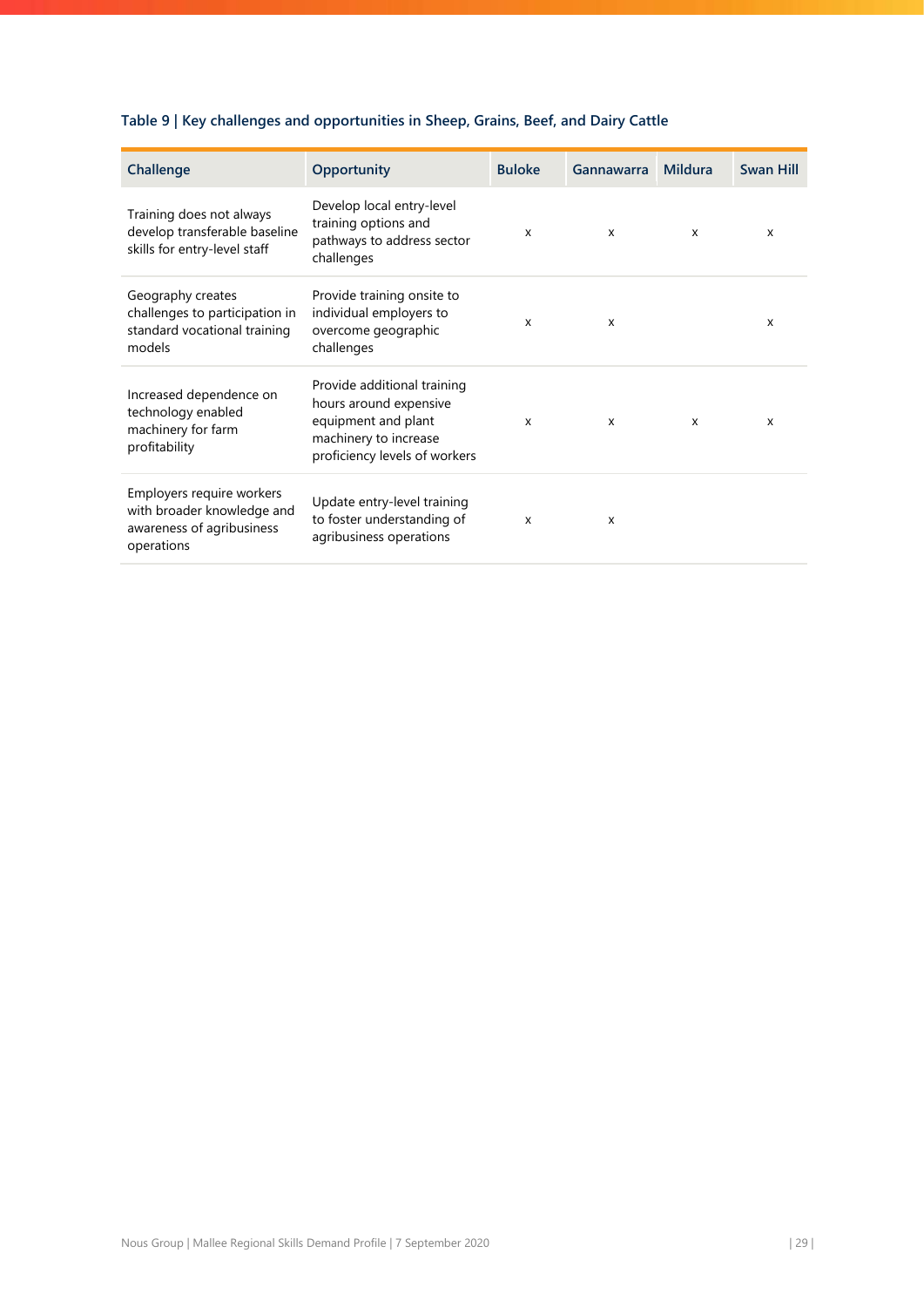**Table 9 | Key challenges and opportunities in Sheep, Grains, Beef, and Dairy Cattle**

| Challenge | Opportunity | Buloke | Gannawarra | Mildura | Swan Hill |
|---|---|---|---|---|---|
| Training does not always develop transferable baseline skills for entry-level staff | Develop local entry-level training options and pathways to address sector challenges | x | x | x | x |
| Geography creates challenges to participation in standard vocational training models | Provide training onsite to individual employers to overcome geographic challenges | x | x | | x |
| Increased dependence on technology enabled machinery for farm profitability | Provide additional training hours around expensive equipment and plant machinery to increase proficiency levels of workers | x | x | x | x |
| Employers require workers with broader knowledge and awareness of agribusiness operations | Update entry-level training to foster understanding of agribusiness operations | x | x | | |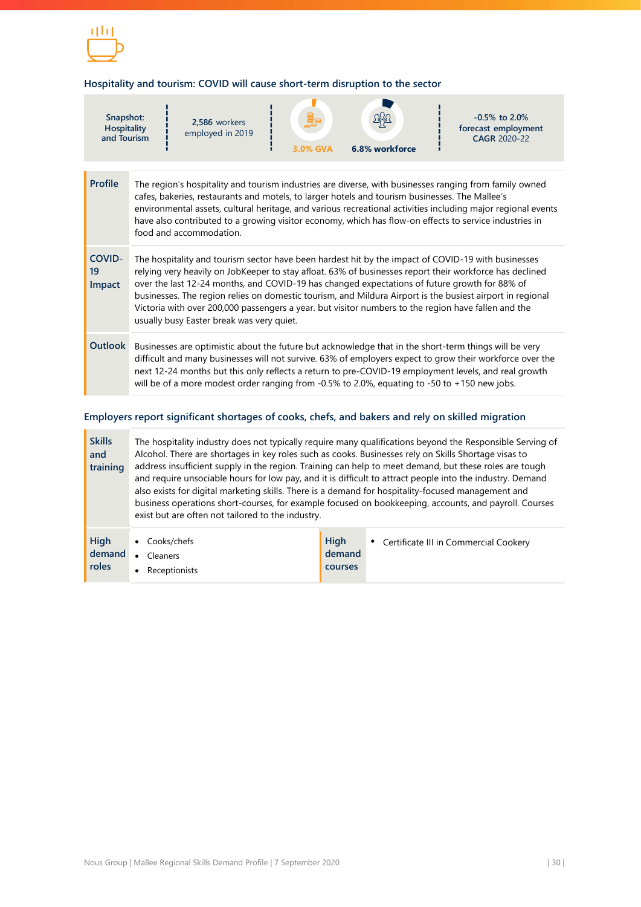## Hospitality and tourism: COVID will cause short-term disruption to the sector

| Snapshot: Hospitality and Tourism | 2,586 workers employed in 2019 | 3.0% GVA | 6.8% workforce | -0.5% to 2.0% forecast employment CAGR 2020-22 |
|---|---|---|---|---|

| | |
|---|---|
| **Profile** | The region's hospitality and tourism industries are diverse, with businesses ranging from family owned cafes, bakeries, restaurants and motels, to larger hotels and tourism businesses. The Mallee's environmental assets, cultural heritage, and various recreational activities including major regional events have also contributed to a growing visitor economy, which has flow-on effects to service industries in food and accommodation. |
| **COVID-19 Impact** | The hospitality and tourism sector have been hardest hit by the impact of COVID-19 with businesses relying very heavily on JobKeeper to stay afloat. 63% of businesses report their workforce has declined over the last 12-24 months, and COVID-19 has changed expectations of future growth for 88% of businesses. The region relies on domestic tourism, and Mildura Airport is the busiest airport in regional Victoria with over 200,000 passengers a year. but visitor numbers to the region have fallen and the usually busy Easter break was very quiet. |
| **Outlook** | Businesses are optimistic about the future but acknowledge that in the short-term things will be very difficult and many businesses will not survive. 63% of employers expect to grow their workforce over the next 12-24 months but this only reflects a return to pre-COVID-19 employment levels, and real growth will be of a more modest order ranging from -0.5% to 2.0%, equating to -50 to +150 new jobs. |

## Employers report significant shortages of cooks, chefs, and bakers and rely on skilled migration

| | |
|---|---|
| **Skills and training** | The hospitality industry does not typically require many qualifications beyond the Responsible Serving of Alcohol. There are shortages in key roles such as cooks. Businesses rely on Skills Shortage visas to address insufficient supply in the region. Training can help to meet demand, but these roles are tough and require unsociable hours for low pay, and it is difficult to attract people into the industry. Demand also exists for digital marketing skills. There is a demand for hospitality-focused management and business operations short-courses, for example focused on bookkeeping, accounts, and payroll. Courses exist but are often not tailored to the industry. |

| **High demand roles** | | **High demand courses** | |
|---|---|---|---|
| | • Cooks/chefs<br>• Cleaners<br>• Receptionists | | • Certificate III in Commercial Cookery |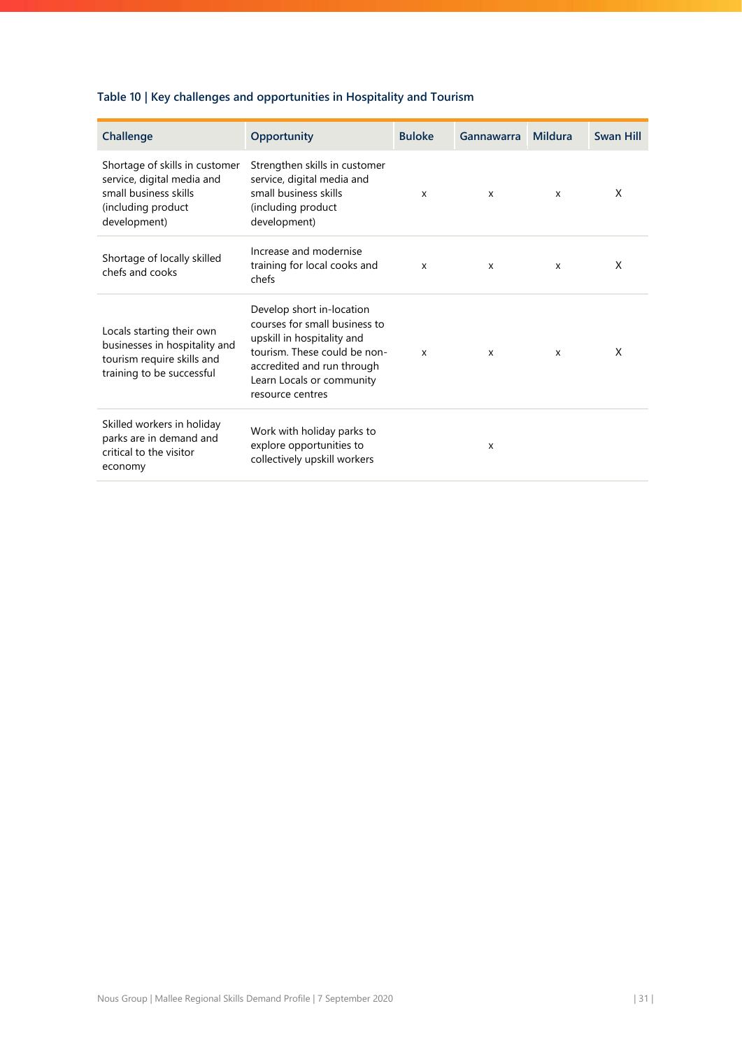**Table 10 | Key challenges and opportunities in Hospitality and Tourism**

| Challenge | Opportunity | Buloke | Gannawarra | Mildura | Swan Hill |
|---|---|---|---|---|---|
| Shortage of skills in customer service, digital media and small business skills (including product development) | Strengthen skills in customer service, digital media and small business skills (including product development) | x | x | x | X |
| Shortage of locally skilled chefs and cooks | Increase and modernise training for local cooks and chefs | x | x | x | X |
| Locals starting their own businesses in hospitality and tourism require skills and training to be successful | Develop short in-location courses for small business to upskill in hospitality and tourism. These could be non-accredited and run through Learn Locals or community resource centres | x | x | x | X |
| Skilled workers in holiday parks are in demand and critical to the visitor economy | Work with holiday parks to explore opportunities to collectively upskill workers | | x | | |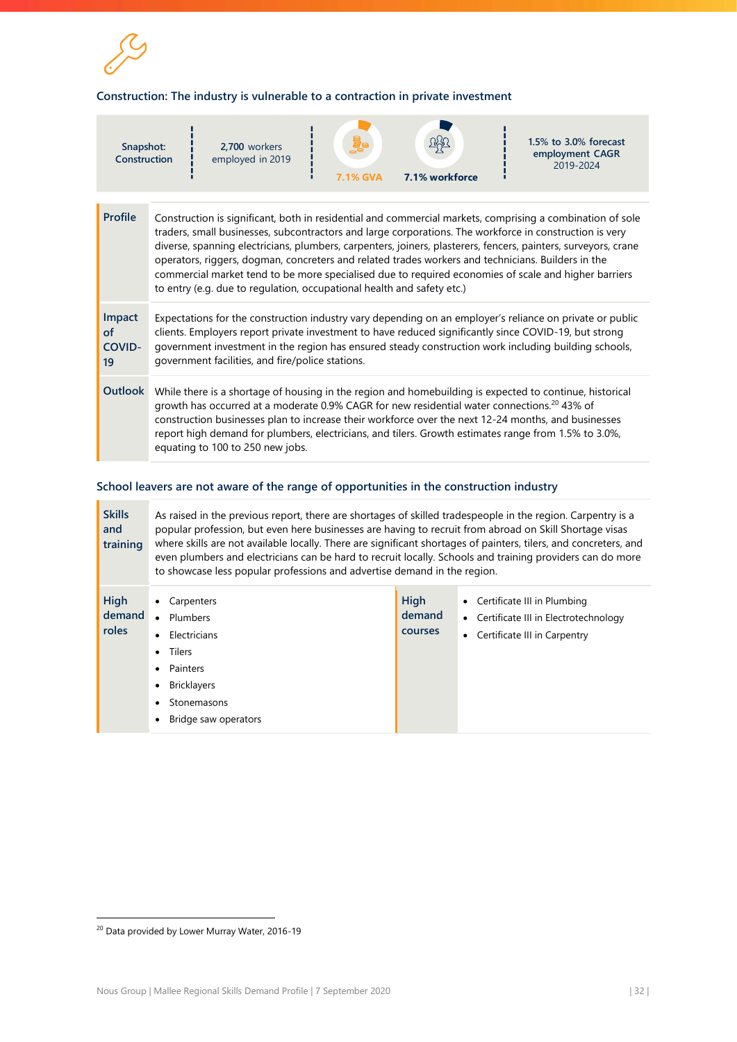### Construction: The industry is vulnerable to a contraction in private investment

| Snapshot: Construction | 2,700 workers employed in 2019 | 7.1% GVA | 7.1% workforce | 1.5% to 3.0% forecast employment CAGR 2019-2024 |
|---|---|---|---|---|

| | |
|---|---|
| **Profile** | Construction is significant, both in residential and commercial markets, comprising a combination of sole traders, small businesses, subcontractors and large corporations. The workforce in construction is very diverse, spanning electricians, plumbers, carpenters, joiners, plasterers, fencers, painters, surveyors, crane operators, riggers, dogman, concreters and related trades workers and technicians. Builders in the commercial market tend to be more specialised due to required economies of scale and higher barriers to entry (e.g. due to regulation, occupational health and safety etc.) |
| **Impact of COVID-19** | Expectations for the construction industry vary depending on an employer's reliance on private or public clients. Employers report private investment to have reduced significantly since COVID-19, but strong government investment in the region has ensured steady construction work including building schools, government facilities, and fire/police stations. |
| **Outlook** | While there is a shortage of housing in the region and homebuilding is expected to continue, historical growth has occurred at a moderate 0.9% CAGR for new residential water connections.[20] 43% of construction businesses plan to increase their workforce over the next 12-24 months, and businesses report high demand for plumbers, electricians, and tilers. Growth estimates range from 1.5% to 3.0%, equating to 100 to 250 new jobs. |

### School leavers are not aware of the range of opportunities in the construction industry

| | |
|---|---|
| **Skills and training** | As raised in the previous report, there are shortages of skilled tradespeople in the region. Carpentry is a popular profession, but even here businesses are having to recruit from abroad on Skill Shortage visas where skills are not available locally. There are significant shortages of painters, tilers, and concreters, and even plumbers and electricians can be hard to recruit locally. Schools and training providers can do more to showcase less popular professions and advertise demand in the region. |

| **High demand roles** | | **High demand courses** | |
|---|---|---|---|
| | • Carpenters<br>• Plumbers<br>• Electricians<br>• Tilers<br>• Painters<br>• Bricklayers<br>• Stonemasons<br>• Bridge saw operators | | • Certificate III in Plumbing<br>• Certificate III in Electrotechnology<br>• Certificate III in Carpentry |

[20] Data provided by Lower Murray Water, 2016-19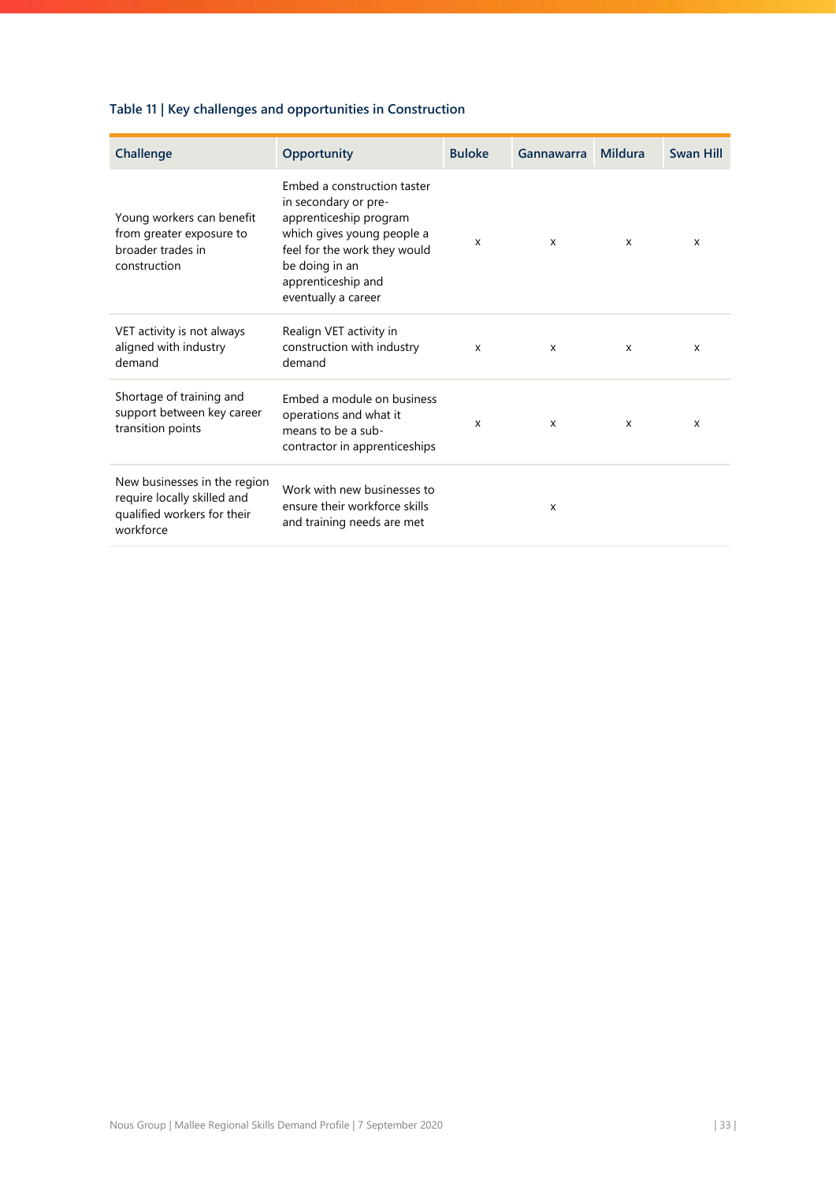**Table 11 | Key challenges and opportunities in Construction**

| Challenge | Opportunity | Buloke | Gannawarra | Mildura | Swan Hill |
|---|---|---|---|---|---|
| Young workers can benefit from greater exposure to broader trades in construction | Embed a construction taster in secondary or pre-apprenticeship program which gives young people a feel for the work they would be doing in an apprenticeship and eventually a career | x | x | x | x |
| VET activity is not always aligned with industry demand | Realign VET activity in construction with industry demand | x | x | x | x |
| Shortage of training and support between key career transition points | Embed a module on business operations and what it means to be a sub-contractor in apprenticeships | x | x | x | x |
| New businesses in the region require locally skilled and qualified workers for their workforce | Work with new businesses to ensure their workforce skills and training needs are met | | x | | |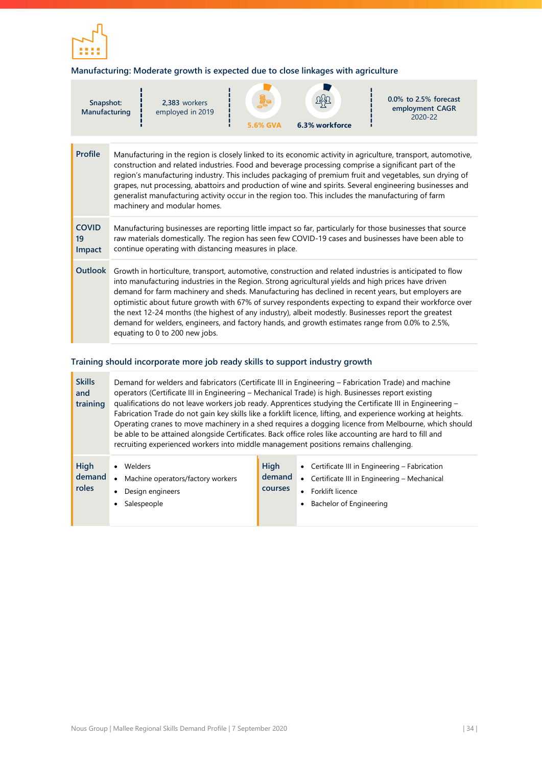## Manufacturing: Moderate growth is expected due to close linkages with agriculture

| Snapshot: Manufacturing | 2,383 workers employed in 2019 | 5.6% GVA | 6.3% workforce | 0.0% to 2.5% forecast employment CAGR 2020-22 |
|---|---|---|---|---|

| | |
|---|---|
| **Profile** | Manufacturing in the region is closely linked to its economic activity in agriculture, transport, automotive, construction and related industries. Food and beverage processing comprise a significant part of the region's manufacturing industry. This includes packaging of premium fruit and vegetables, sun drying of grapes, nut processing, abattoirs and production of wine and spirits. Several engineering businesses and generalist manufacturing activity occur in the region too. This includes the manufacturing of farm machinery and modular homes. |
| **COVID 19 Impact** | Manufacturing businesses are reporting little impact so far, particularly for those businesses that source raw materials domestically. The region has seen few COVID-19 cases and businesses have been able to continue operating with distancing measures in place. |
| **Outlook** | Growth in horticulture, transport, automotive, construction and related industries is anticipated to flow into manufacturing industries in the Region. Strong agricultural yields and high prices have driven demand for farm machinery and sheds. Manufacturing has declined in recent years, but employers are optimistic about future growth with 67% of survey respondents expecting to expand their workforce over the next 12-24 months (the highest of any industry), albeit modestly. Businesses report the greatest demand for welders, engineers, and factory hands, and growth estimates range from 0.0% to 2.5%, equating to 0 to 200 new jobs. |

## Training should incorporate more job ready skills to support industry growth

| | |
|---|---|
| **Skills and training** | Demand for welders and fabricators (Certificate III in Engineering – Fabrication Trade) and machine operators (Certificate III in Engineering – Mechanical Trade) is high. Businesses report existing qualifications do not leave workers job ready. Apprentices studying the Certificate III in Engineering – Fabrication Trade do not gain key skills like a forklift licence, lifting, and experience working at heights. Operating cranes to move machinery in a shed requires a dogging licence from Melbourne, which should be able to be attained alongside Certificates. Back office roles like accounting are hard to fill and recruiting experienced workers into middle management positions remains challenging. |

| **High demand roles** | | **High demand courses** | |
|---|---|---|---|
| | • Welders<br>• Machine operators/factory workers<br>• Design engineers<br>• Salespeople | | • Certificate III in Engineering – Fabrication<br>• Certificate III in Engineering – Mechanical<br>• Forklift licence<br>• Bachelor of Engineering |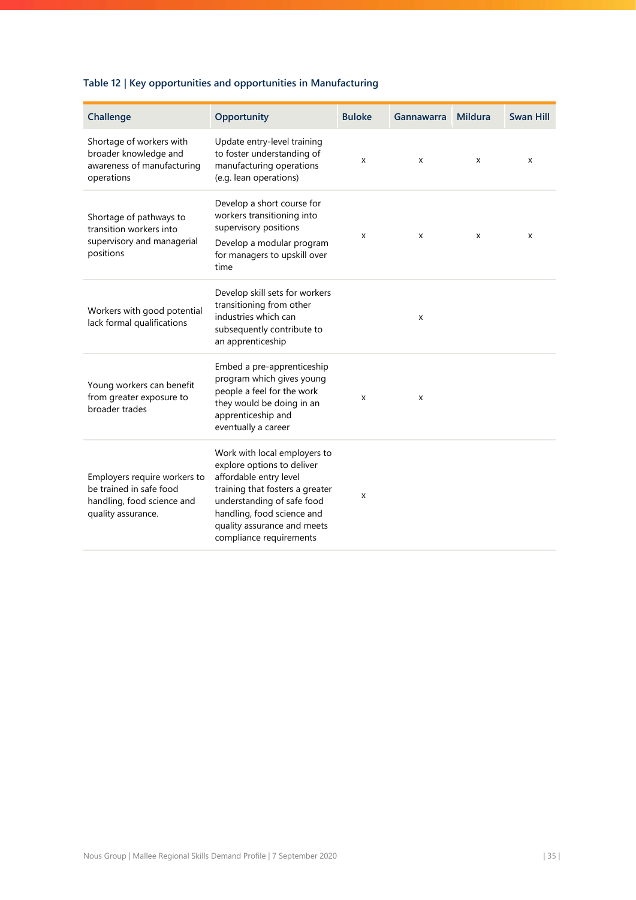**Table 12 | Key opportunities and opportunities in Manufacturing**

| Challenge | Opportunity | Buloke | Gannawarra | Mildura | Swan Hill |
|---|---|---|---|---|---|
| Shortage of workers with broader knowledge and awareness of manufacturing operations | Update entry-level training to foster understanding of manufacturing operations (e.g. lean operations) | x | x | x | x |
| Shortage of pathways to transition workers into supervisory and managerial positions | Develop a short course for workers transitioning into supervisory positions<br>Develop a modular program for managers to upskill over time | x | x | x | x |
| Workers with good potential lack formal qualifications | Develop skill sets for workers transitioning from other industries which can subsequently contribute to an apprenticeship | | x | | |
| Young workers can benefit from greater exposure to broader trades | Embed a pre-apprenticeship program which gives young people a feel for the work they would be doing in an apprenticeship and eventually a career | x | x | | |
| Employers require workers to be trained in safe food handling, food science and quality assurance. | Work with local employers to explore options to deliver affordable entry level training that fosters a greater understanding of safe food handling, food science and quality assurance and meets compliance requirements | x | | | |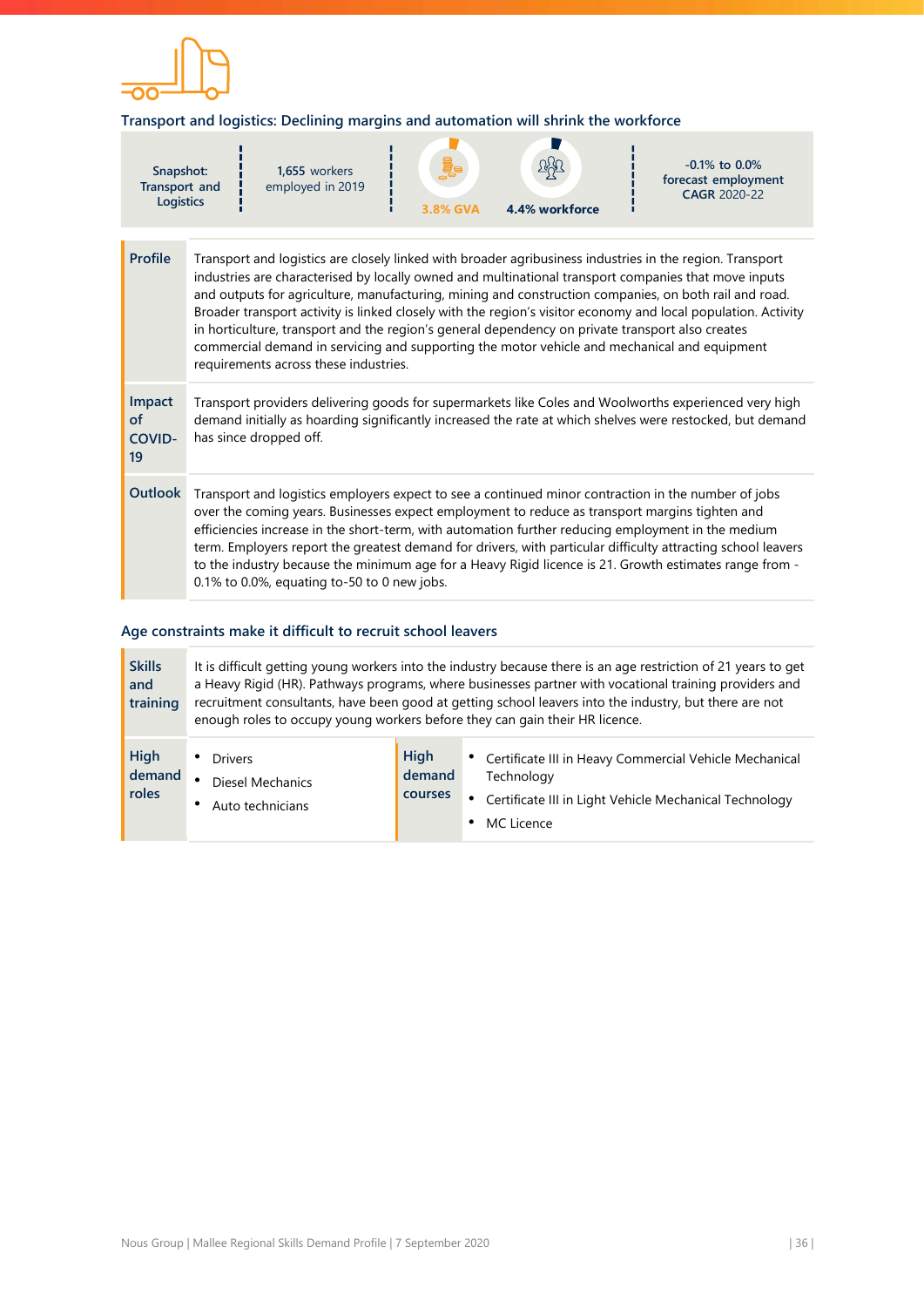## Transport and logistics: Declining margins and automation will shrink the workforce

| Snapshot: Transport and Logistics | 1,655 workers employed in 2019 | 3.8% GVA | 4.4% workforce | -0.1% to 0.0% forecast employment CAGR 2020-22 |
|---|---|---|---|---|

| | |
|---|---|
| **Profile** | Transport and logistics are closely linked with broader agribusiness industries in the region. Transport industries are characterised by locally owned and multinational transport companies that move inputs and outputs for agriculture, manufacturing, mining and construction companies, on both rail and road. Broader transport activity is linked closely with the region's visitor economy and local population. Activity in horticulture, transport and the region's general dependency on private transport also creates commercial demand in servicing and supporting the motor vehicle and mechanical and equipment requirements across these industries. |
| **Impact of COVID-19** | Transport providers delivering goods for supermarkets like Coles and Woolworths experienced very high demand initially as hoarding significantly increased the rate at which shelves were restocked, but demand has since dropped off. |
| **Outlook** | Transport and logistics employers expect to see a continued minor contraction in the number of jobs over the coming years. Businesses expect employment to reduce as transport margins tighten and efficiencies increase in the short-term, with automation further reducing employment in the medium term. Employers report the greatest demand for drivers, with particular difficulty attracting school leavers to the industry because the minimum age for a Heavy Rigid licence is 21. Growth estimates range from -0.1% to 0.0%, equating to-50 to 0 new jobs. |

## Age constraints make it difficult to recruit school leavers

| | | | |
|---|---|---|---|
| **Skills and training** | It is difficult getting young workers into the industry because there is an age restriction of 21 years to get a Heavy Rigid (HR). Pathways programs, where businesses partner with vocational training providers and recruitment consultants, have been good at getting school leavers into the industry, but there are not enough roles to occupy young workers before they can gain their HR licence. | | |
| **High demand roles** | • Drivers<br>• Diesel Mechanics<br>• Auto technicians | **High demand courses** | • Certificate III in Heavy Commercial Vehicle Mechanical Technology<br>• Certificate III in Light Vehicle Mechanical Technology<br>• MC Licence |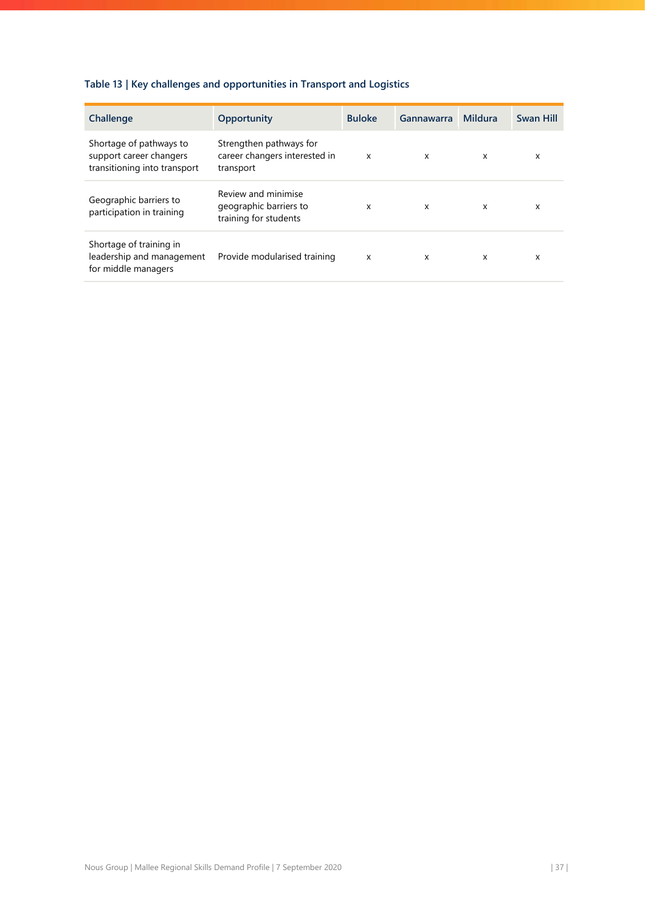**Table 13 | Key challenges and opportunities in Transport and Logistics**

| Challenge | Opportunity | Buloke | Gannawarra | Mildura | Swan Hill |
|---|---|---|---|---|---|
| Shortage of pathways to support career changers transitioning into transport | Strengthen pathways for career changers interested in transport | x | x | x | x |
| Geographic barriers to participation in training | Review and minimise geographic barriers to training for students | x | x | x | x |
| Shortage of training in leadership and management for middle managers | Provide modularised training | x | x | x | x |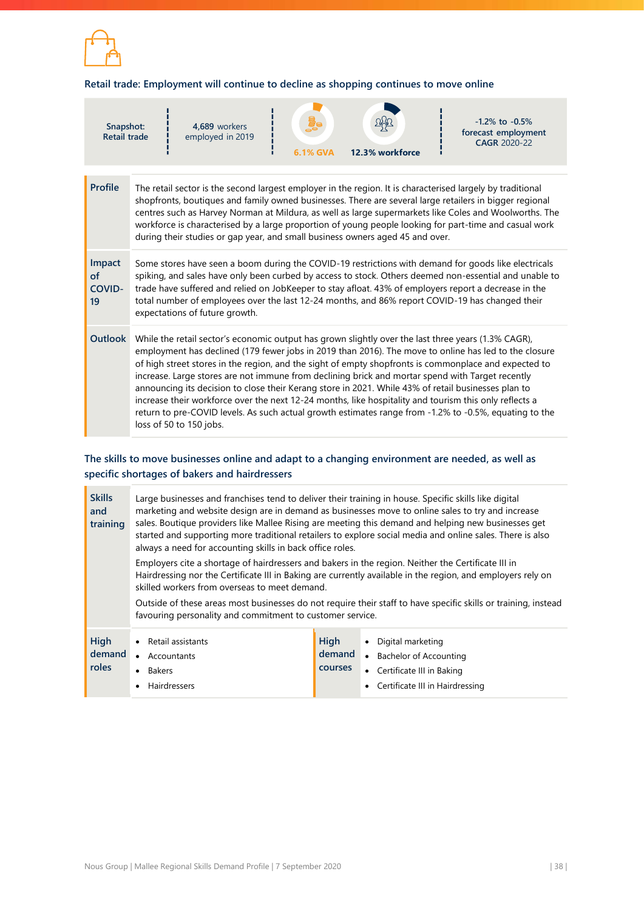## Retail trade: Employment will continue to decline as shopping continues to move online

| Snapshot: Retail trade | 4,689 workers employed in 2019 | 6.1% GVA | 12.3% workforce | -1.2% to -0.5% forecast employment CAGR 2020-22 |
|---|---|---|---|---|

| | |
|---|---|
| **Profile** | The retail sector is the second largest employer in the region. It is characterised largely by traditional shopfronts, boutiques and family owned businesses. There are several large retailers in bigger regional centres such as Harvey Norman at Mildura, as well as large supermarkets like Coles and Woolworths. The workforce is characterised by a large proportion of young people looking for part-time and casual work during their studies or gap year, and small business owners aged 45 and over. |
| **Impact of COVID-19** | Some stores have seen a boom during the COVID-19 restrictions with demand for goods like electricals spiking, and sales have only been curbed by access to stock. Others deemed non-essential and unable to trade have suffered and relied on JobKeeper to stay afloat. 43% of employers report a decrease in the total number of employees over the last 12-24 months, and 86% report COVID-19 has changed their expectations of future growth. |
| **Outlook** | While the retail sector's economic output has grown slightly over the last three years (1.3% CAGR), employment has declined (179 fewer jobs in 2019 than 2016). The move to online has led to the closure of high street stores in the region, and the sight of empty shopfronts is commonplace and expected to increase. Large stores are not immune from declining brick and mortar spend with Target recently announcing its decision to close their Kerang store in 2021. While 43% of retail businesses plan to increase their workforce over the next 12-24 months, like hospitality and tourism this only reflects a return to pre-COVID levels. As such actual growth estimates range from -1.2% to -0.5%, equating to the loss of 50 to 150 jobs. |

## The skills to move businesses online and adapt to a changing environment are needed, as well as specific shortages of bakers and hairdressers

| | |
|---|---|
| **Skills and training** | Large businesses and franchises tend to deliver their training in house. Specific skills like digital marketing and website design are in demand as businesses move to online sales to try and increase sales. Boutique providers like Mallee Rising are meeting this demand and helping new businesses get started and supporting more traditional retailers to explore social media and online sales. There is also always a need for accounting skills in back office roles.<br><br>Employers cite a shortage of hairdressers and bakers in the region. Neither the Certificate III in Hairdressing nor the Certificate III in Baking are currently available in the region, and employers rely on skilled workers from overseas to meet demand.<br><br>Outside of these areas most businesses do not require their staff to have specific skills or training, instead favouring personality and commitment to customer service. |

| **High demand roles** | | **High demand courses** | |
|---|---|---|---|
| | • Retail assistants<br>• Accountants<br>• Bakers<br>• Hairdressers | | • Digital marketing<br>• Bachelor of Accounting<br>• Certificate III in Baking<br>• Certificate III in Hairdressing |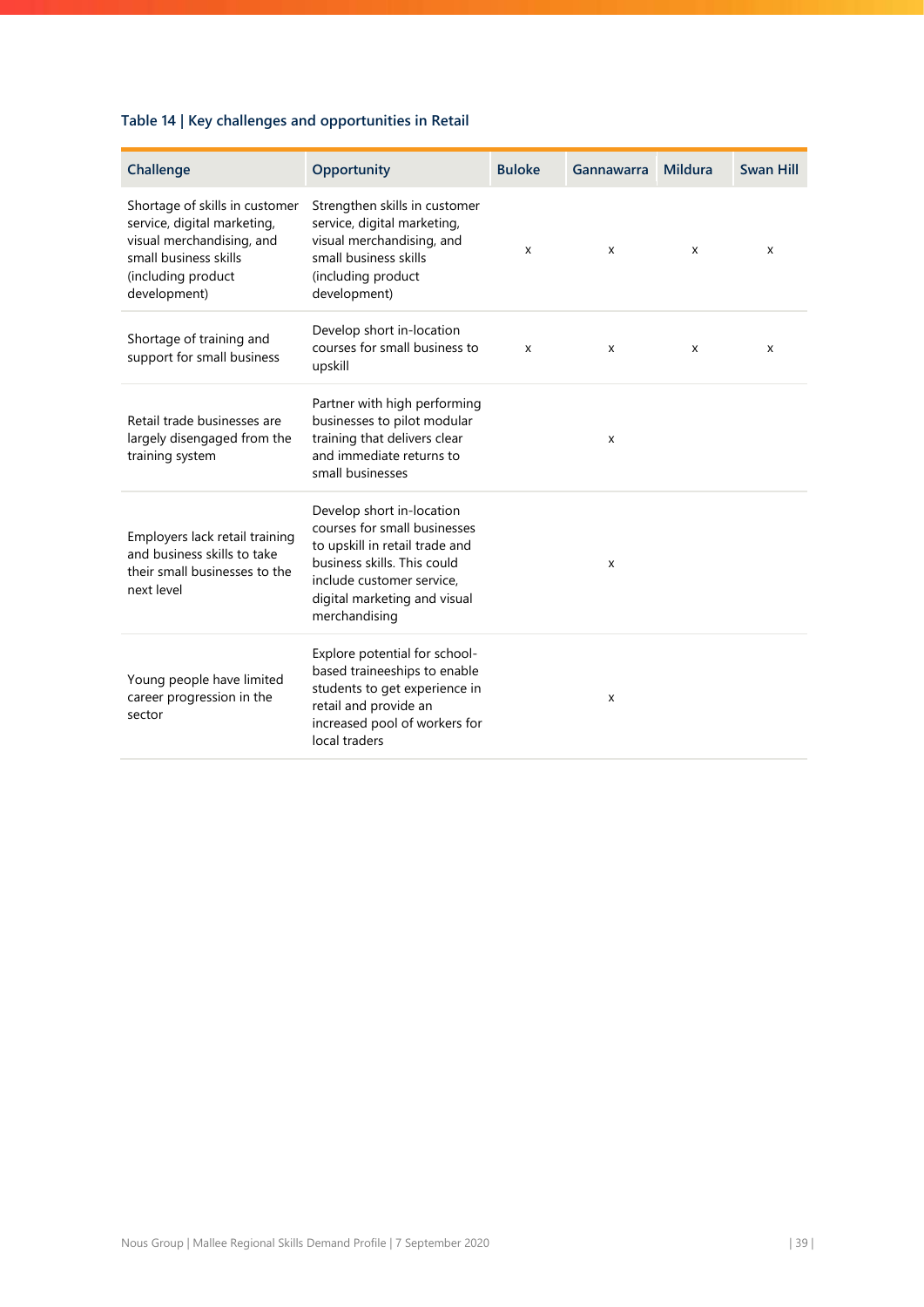**Table 14 | Key challenges and opportunities in Retail**

| Challenge | Opportunity | Buloke | Gannawarra | Mildura | Swan Hill |
|---|---|---|---|---|---|
| Shortage of skills in customer service, digital marketing, visual merchandising, and small business skills (including product development) | Strengthen skills in customer service, digital marketing, visual merchandising, and small business skills (including product development) | x | x | x | x |
| Shortage of training and support for small business | Develop short in-location courses for small business to upskill | x | x | x | x |
| Retail trade businesses are largely disengaged from the training system | Partner with high performing businesses to pilot modular training that delivers clear and immediate returns to small businesses | | x | | |
| Employers lack retail training and business skills to take their small businesses to the next level | Develop short in-location courses for small businesses to upskill in retail trade and business skills. This could include customer service, digital marketing and visual merchandising | | x | | |
| Young people have limited career progression in the sector | Explore potential for school-based traineeships to enable students to get experience in retail and provide an increased pool of workers for local traders | | x | | |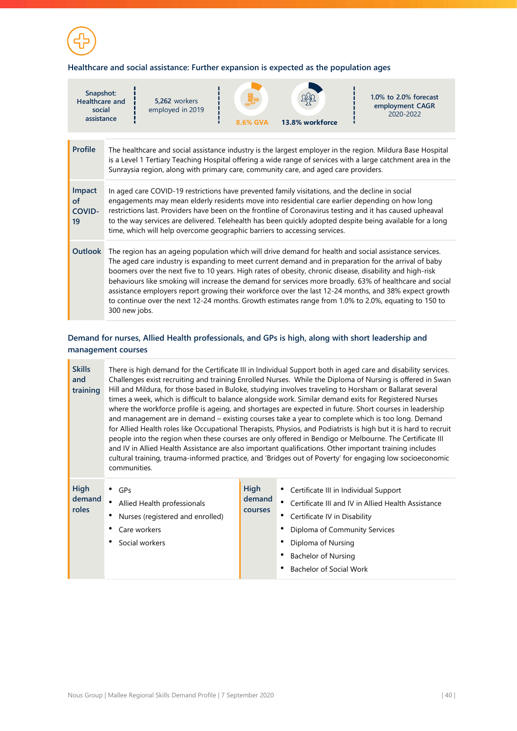## Healthcare and social assistance: Further expansion is expected as the population ages

| Snapshot: Healthcare and social assistance | 5,262 workers employed in 2019 | 8.6% GVA | 13.8% workforce | 1.0% to 2.0% forecast employment CAGR 2020-2022 |
|---|---|---|---|---|

| | |
|---|---|
| **Profile** | The healthcare and social assistance industry is the largest employer in the region. Mildura Base Hospital is a Level 1 Tertiary Teaching Hospital offering a wide range of services with a large catchment area in the Sunraysia region, along with primary care, community care, and aged care providers. |
| **Impact of COVID-19** | In aged care COVID-19 restrictions have prevented family visitations, and the decline in social engagements may mean elderly residents move into residential care earlier depending on how long restrictions last. Providers have been on the frontline of Coronavirus testing and it has caused upheaval to the way services are delivered. Telehealth has been quickly adopted despite being available for a long time, which will help overcome geographic barriers to accessing services. |
| **Outlook** | The region has an ageing population which will drive demand for health and social assistance services. The aged care industry is expanding to meet current demand and in preparation for the arrival of baby boomers over the next five to 10 years. High rates of obesity, chronic disease, disability and high-risk behaviours like smoking will increase the demand for services more broadly. 63% of healthcare and social assistance employers report growing their workforce over the last 12-24 months, and 38% expect growth to continue over the next 12-24 months. Growth estimates range from 1.0% to 2.0%, equating to 150 to 300 new jobs. |

## Demand for nurses, Allied Health professionals, and GPs is high, along with short leadership and management courses

| | |
|---|---|
| **Skills and training** | There is high demand for the Certificate III in Individual Support both in aged care and disability services. Challenges exist recruiting and training Enrolled Nurses. While the Diploma of Nursing is offered in Swan Hill and Mildura, for those based in Buloke, studying involves traveling to Horsham or Ballarat several times a week, which is difficult to balance alongside work. Similar demand exits for Registered Nurses where the workforce profile is ageing, and shortages are expected in future. Short courses in leadership and management are in demand – existing courses take a year to complete which is too long. Demand for Allied Health roles like Occupational Therapists, Physios, and Podiatrists is high but it is hard to recruit people into the region when these courses are only offered in Bendigo or Melbourne. The Certificate III and IV in Allied Health Assistance are also important qualifications. Other important training includes cultural training, trauma-informed practice, and 'Bridges out of Poverty' for engaging low socioeconomic communities. |

| **High demand roles** | | **High demand courses** | |
|---|---|---|---|
| | • GPs<br>• Allied Health professionals<br>• Nurses (registered and enrolled)<br>• Care workers<br>• Social workers | | • Certificate III in Individual Support<br>• Certificate III and IV in Allied Health Assistance<br>• Certificate IV in Disability<br>• Diploma of Community Services<br>• Diploma of Nursing<br>• Bachelor of Nursing<br>• Bachelor of Social Work |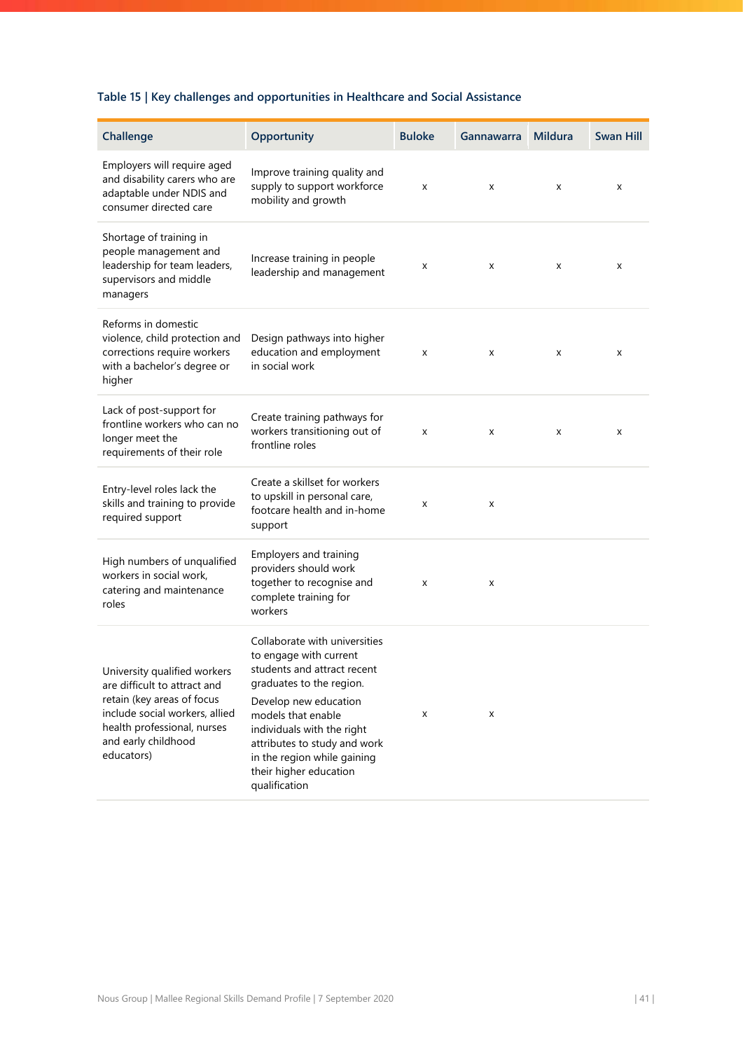**Table 15 | Key challenges and opportunities in Healthcare and Social Assistance**

| Challenge | Opportunity | Buloke | Gannawarra | Mildura | Swan Hill |
|---|---|---|---|---|---|
| Employers will require aged and disability carers who are adaptable under NDIS and consumer directed care | Improve training quality and supply to support workforce mobility and growth | x | x | x | x |
| Shortage of training in people management and leadership for team leaders, supervisors and middle managers | Increase training in people leadership and management | x | x | x | x |
| Reforms in domestic violence, child protection and corrections require workers with a bachelor's degree or higher | Design pathways into higher education and employment in social work | x | x | x | x |
| Lack of post-support for frontline workers who can no longer meet the requirements of their role | Create training pathways for workers transitioning out of frontline roles | x | x | x | x |
| Entry-level roles lack the skills and training to provide required support | Create a skillset for workers to upskill in personal care, footcare health and in-home support | x | x | | |
| High numbers of unqualified workers in social work, catering and maintenance roles | Employers and training providers should work together to recognise and complete training for workers | x | x | | |
| University qualified workers are difficult to attract and retain (key areas of focus include social workers, allied health professional, nurses and early childhood educators) | Collaborate with universities to engage with current students and attract recent graduates to the region. Develop new education models that enable individuals with the right attributes to study and work in the region while gaining their higher education qualification | x | x | | |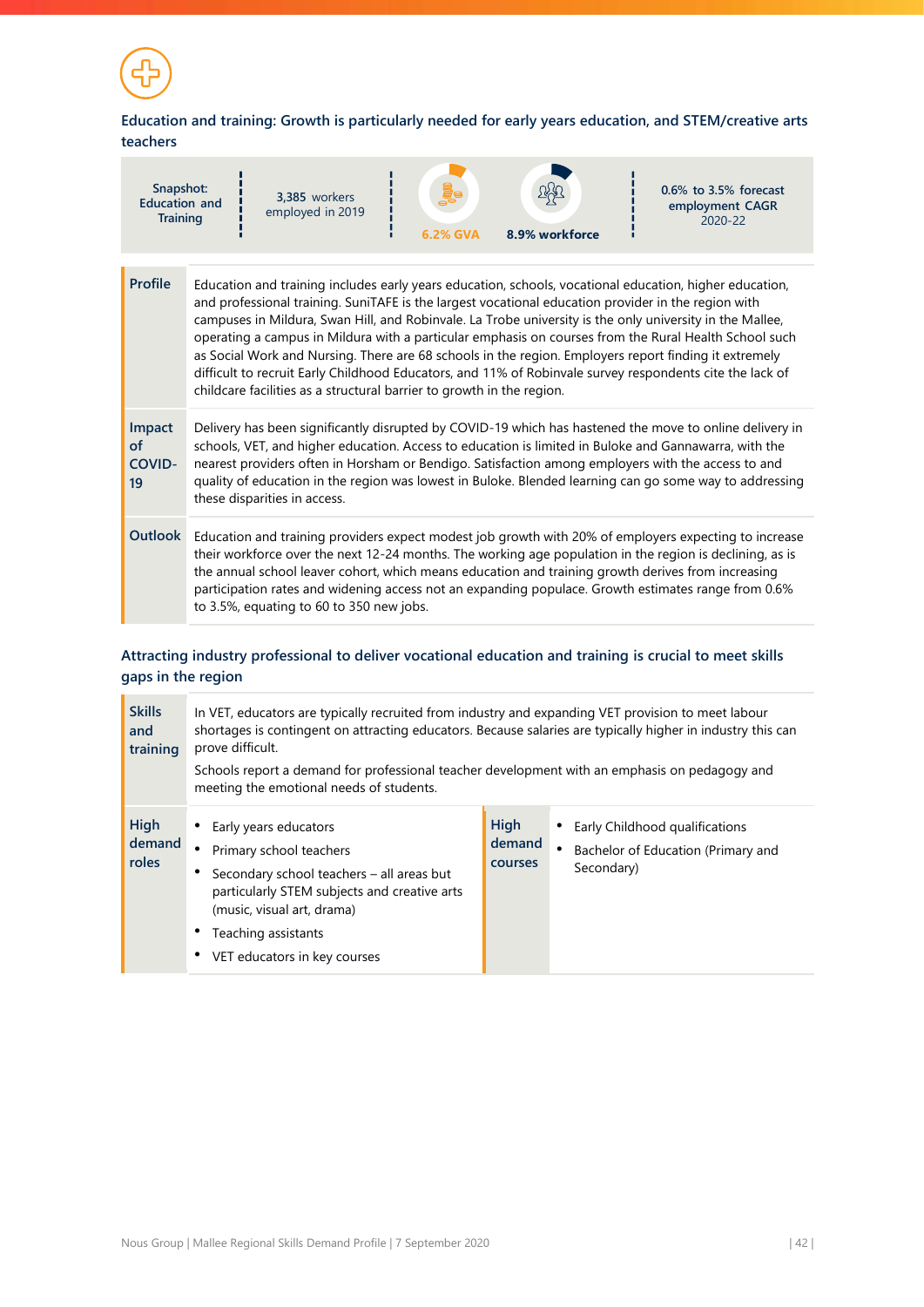### Education and training: Growth is particularly needed for early years education, and STEM/creative arts teachers

| Snapshot: Education and Training | 3,385 workers employed in 2019 | 6.2% GVA | 8.9% workforce | 0.6% to 3.5% forecast employment CAGR 2020-22 |
|---|---|---|---|---|

| | |
|---|---|
| **Profile** | Education and training includes early years education, schools, vocational education, higher education, and professional training. SuniTAFE is the largest vocational education provider in the region with campuses in Mildura, Swan Hill, and Robinvale. La Trobe university is the only university in the Mallee, operating a campus in Mildura with a particular emphasis on courses from the Rural Health School such as Social Work and Nursing. There are 68 schools in the region. Employers report finding it extremely difficult to recruit Early Childhood Educators, and 11% of Robinvale survey respondents cite the lack of childcare facilities as a structural barrier to growth in the region. |
| **Impact of COVID-19** | Delivery has been significantly disrupted by COVID-19 which has hastened the move to online delivery in schools, VET, and higher education. Access to education is limited in Buloke and Gannawarra, with the nearest providers often in Horsham or Bendigo. Satisfaction among employers with the access to and quality of education in the region was lowest in Buloke. Blended learning can go some way to addressing these disparities in access. |
| **Outlook** | Education and training providers expect modest job growth with 20% of employers expecting to increase their workforce over the next 12-24 months. The working age population in the region is declining, as is the annual school leaver cohort, which means education and training growth derives from increasing participation rates and widening access not an expanding populace. Growth estimates range from 0.6% to 3.5%, equating to 60 to 350 new jobs. |

### Attracting industry professional to deliver vocational education and training is crucial to meet skills gaps in the region

**Skills and training**

In VET, educators are typically recruited from industry and expanding VET provision to meet labour shortages is contingent on attracting educators. Because salaries are typically higher in industry this can prove difficult.

Schools report a demand for professional teacher development with an emphasis on pedagogy and meeting the emotional needs of students.

**High demand roles**

- Early years educators
- Primary school teachers
- Secondary school teachers – all areas but particularly STEM subjects and creative arts (music, visual art, drama)
- Teaching assistants
- VET educators in key courses

**High demand courses**

- Early Childhood qualifications
- Bachelor of Education (Primary and Secondary)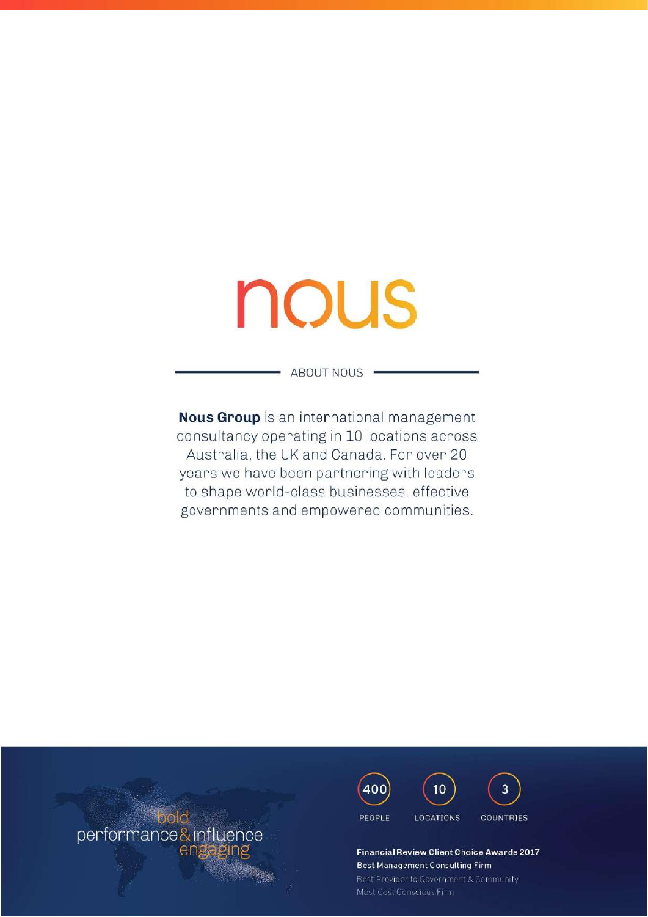nous

## ABOUT NOUS

**Nous Group** is an international management consultancy operating in 10 locations across Australia, the UK and Canada. For over 20 years we have been partnering with leaders to shape world-class businesses, effective governments and empowered communities.

bold
performance & influence
engaging

400
PEOPLE

10
LOCATIONS

3
COUNTRIES

**Financial Review Client Choice Awards 2017**

Best Management Consulting Firm

Best Provider to Government & Community

Most Cost Conscious Firm